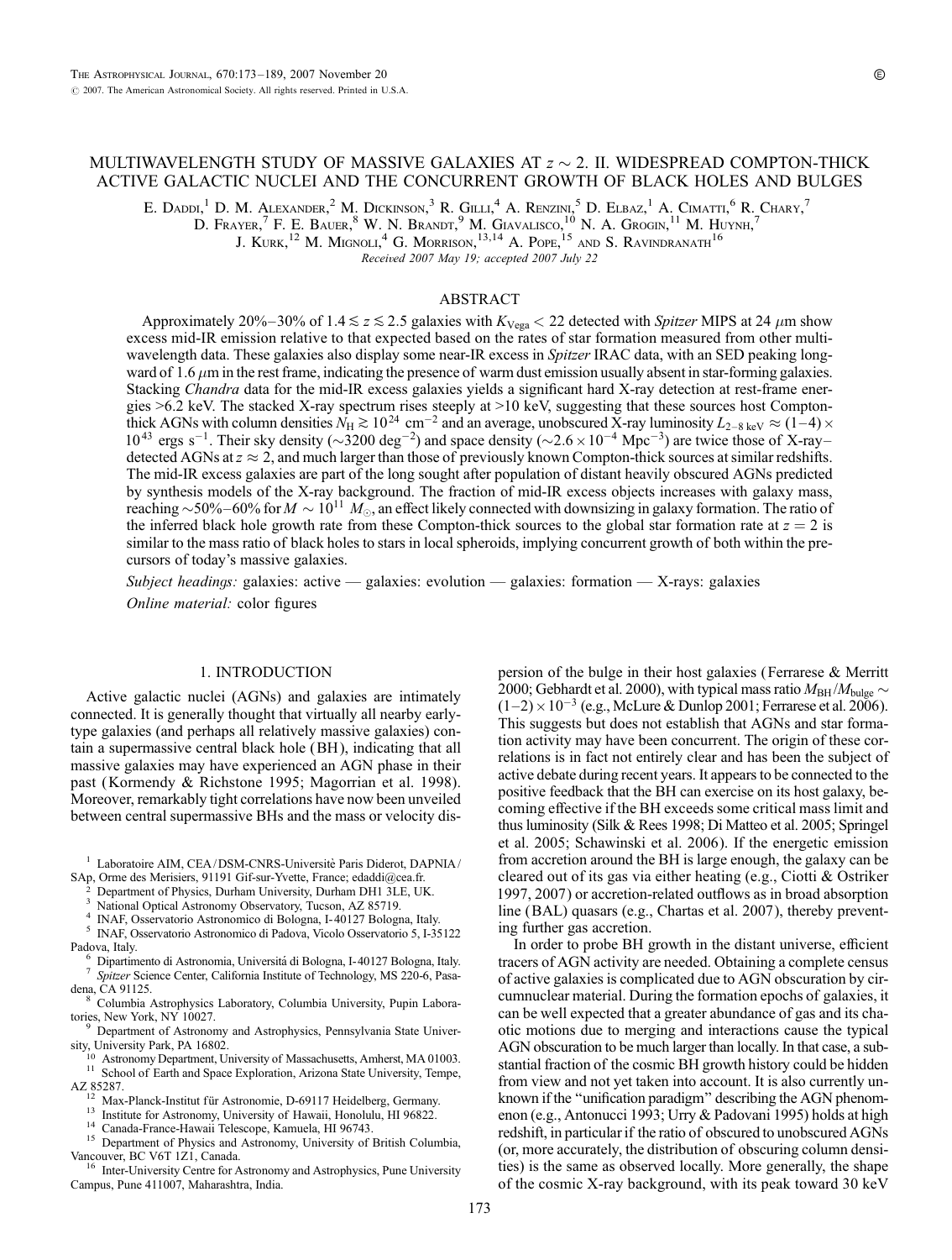# MULTIWAVELENGTH STUDY OF MASSIVE GALAXIES AT $z \sim 2$. II. WIDESPREAD COMPTON-THICK ACTIVE GALACTIC NUCLEI AND THE CONCURRENT GROWTH OF BLACK HOLES AND BULGES

E. Daddi,[1] D. M. Alexander,[2] M. Dickinson,[3] R. Gilli,[4] A. Renzini,[5] D. Elbaz,[1] A. Cimatti,[6] R. Chary,[7] D. Frayer,[7] F. E. Bauer,[8] W. N. Brandt,[9] M. Giavalisco,[10] N. A. Grogin,[11] M. Huynh,[7] J. Kurk,[12] M. Mignoli,[4] G. Morrison,[13,14] A. Pope,[15] and S. Ravindranath[16]

*Received 2007 May 19; accepted 2007 July 22*

## ABSTRACT

Approximately 20%–30% of $1.4 \lesssim z \lesssim 2.5$ galaxies with $K_{\rm Vega} < 22$ detected with *Spitzer* MIPS at 24 $\mu$m show excess mid-IR emission relative to that expected based on the rates of star formation measured from other multiwavelength data. These galaxies also display some near-IR excess in *Spitzer* IRAC data, with an SED peaking longward of 1.6 $\mu$m in the rest frame, indicating the presence of warm dust emission usually absent in star-forming galaxies. Stacking *Chandra* data for the mid-IR excess galaxies yields a significant hard X-ray detection at rest-frame energies >6.2 keV. The stacked X-ray spectrum rises steeply at >10 keV, suggesting that these sources host Compton-thick AGNs with column densities $N_{\rm H} \gtrsim 10^{24}$ cm$^{-2}$ and an average, unobscured X-ray luminosity $L_{2-8\,{\rm keV}} \approx (1-4) \times 10^{43}$ ergs s$^{-1}$. Their sky density ($\sim$3200 deg$^{-2}$) and space density ($\sim 2.6 \times 10^{-4}$ Mpc$^{-3}$) are twice those of X-ray–detected AGNs at $z \approx 2$, and much larger than those of previously known Compton-thick sources at similar redshifts. The mid-IR excess galaxies are part of the long sought after population of distant heavily obscured AGNs predicted by synthesis models of the X-ray background. The fraction of mid-IR excess objects increases with galaxy mass, reaching $\sim$50%–60% for $M \sim 10^{11}\ M_\odot$, an effect likely connected with downsizing in galaxy formation. The ratio of the inferred black hole growth rate from these Compton-thick sources to the global star formation rate at $z = 2$ is similar to the mass ratio of black holes to stars in local spheroids, implying concurrent growth of both within the precursors of today's massive galaxies.

*Subject headings:* galaxies: active — galaxies: evolution — galaxies: formation — X-rays: galaxies

*Online material:* color figures

## 1. INTRODUCTION

Active galactic nuclei (AGNs) and galaxies are intimately connected. It is generally thought that virtually all nearby early-type galaxies (and perhaps all relatively massive galaxies) contain a supermassive central black hole (BH), indicating that all massive galaxies may have experienced an AGN phase in their past (Kormendy & Richstone 1995; Magorrian et al. 1998). Moreover, remarkably tight correlations have now been unveiled between central supermassive BHs and the mass or velocity dispersion of the bulge in their host galaxies (Ferrarese & Merritt 2000; Gebhardt et al. 2000), with typical mass ratio $M_{\rm BH}/M_{\rm bulge} \sim (1-2) \times 10^{-3}$ (e.g., McLure & Dunlop 2001; Ferrarese et al. 2006). This suggests but does not establish that AGNs and star formation activity may have been concurrent. The origin of these correlations is in fact not entirely clear and has been the subject of active debate during recent years. It appears to be connected to the positive feedback that the BH can exercise on its host galaxy, becoming effective if the BH exceeds some critical mass limit and thus luminosity (Silk & Rees 1998; Di Matteo et al. 2005; Springel et al. 2005; Schawinski et al. 2006). If the energetic emission from accretion around the BH is large enough, the galaxy can be cleared out of its gas via either heating (e.g., Ciotti & Ostriker 1997, 2007) or accretion-related outflows as in broad absorption line (BAL) quasars (e.g., Chartas et al. 2007), thereby preventing further gas accretion.

In order to probe BH growth in the distant universe, efficient tracers of AGN activity are needed. Obtaining a complete census of active galaxies is complicated due to AGN obscuration by circumnuclear material. During the formation epochs of galaxies, it can be well expected that a greater abundance of gas and its chaotic motions due to merging and interactions cause the typical AGN obscuration to be much larger than locally. In that case, a substantial fraction of the cosmic BH growth history could be hidden from view and not yet taken into account. It is also currently unknown if the "unification paradigm" describing the AGN phenomenon (e.g., Antonucci 1993; Urry & Padovani 1995) holds at high redshift, in particular if the ratio of obscured to unobscured AGNs (or, more accurately, the distribution of obscuring column densities) is the same as observed locally. More generally, the shape of the cosmic X-ray background, with its peak toward 30 keV

---

[1] Laboratoire AIM, CEA/DSM-CNRS-Universitè Paris Diderot, DAPNIA/SAp, Orme des Merisiers, 91191 Gif-sur-Yvette, France; edaddi@cea.fr.

[2] Department of Physics, Durham University, Durham DH1 3LE, UK.

[3] National Optical Astronomy Observatory, Tucson, AZ 85719.

[4] INAF, Osservatorio Astronomico di Bologna, I-40127 Bologna, Italy.

[5] INAF, Osservatorio Astronomico di Padova, Vicolo Osservatorio 5, I-35122 Padova, Italy.

[6] Dipartimento di Astronomia, Universitá di Bologna, I-40127 Bologna, Italy.

[7] *Spitzer* Science Center, California Institute of Technology, MS 220-6, Pasadena, CA 91125.

[8] Columbia Astrophysics Laboratory, Columbia University, Pupin Laboratories, New York, NY 10027.

[9] Department of Astronomy and Astrophysics, Pennsylvania State University, University Park, PA 16802.

[10] Astronomy Department, University of Massachusetts, Amherst, MA 01003.

[11] School of Earth and Space Exploration, Arizona State University, Tempe, AZ 85287.

[12] Max-Planck-Institut für Astronomie, D-69117 Heidelberg, Germany.

[13] Institute for Astronomy, University of Hawaii, Honolulu, HI 96822.

[14] Canada-France-Hawaii Telescope, Kamuela, HI 96743.

[15] Department of Physics and Astronomy, University of British Columbia, Vancouver, BC V6T 1Z1, Canada.

[16] Inter-University Centre for Astronomy and Astrophysics, Pune University Campus, Pune 411007, Maharashtra, India.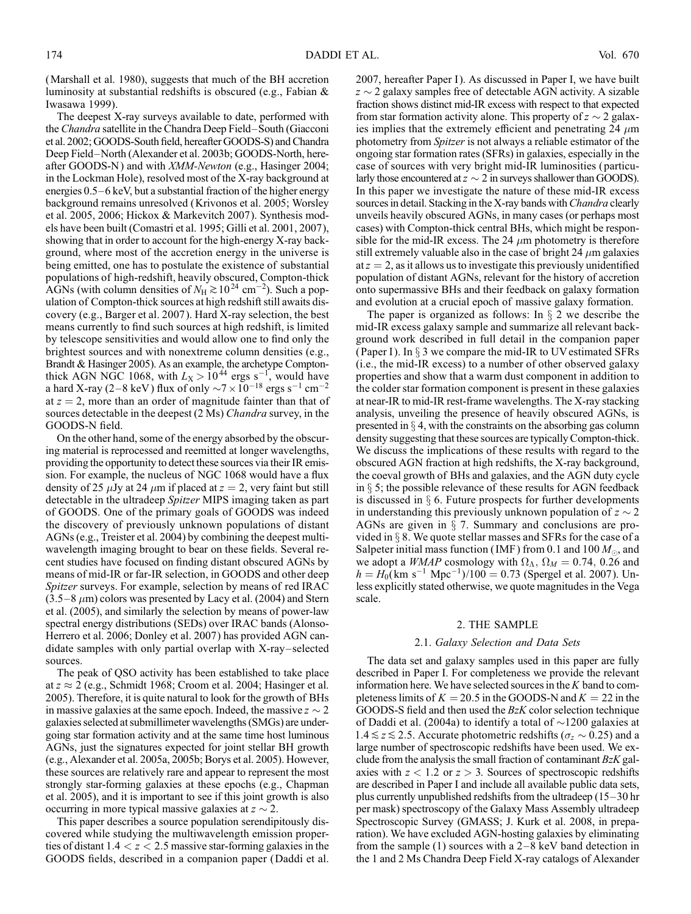(Marshall et al. 1980), suggests that much of the BH accretion luminosity at substantial redshifts is obscured (e.g., Fabian & Iwasawa 1999).

The deepest X-ray surveys available to date, performed with the *Chandra* satellite in the Chandra Deep Field–South (Giacconi et al. 2002; GOODS-South field, hereafter GOODS-S) and Chandra Deep Field–North (Alexander et al. 2003b; GOODS-North, hereafter GOODS-N) and with *XMM-Newton* (e.g., Hasinger 2004; in the Lockman Hole), resolved most of the X-ray background at energies 0.5–6 keV, but a substantial fraction of the higher energy background remains unresolved (Krivonos et al. 2005; Worsley et al. 2005, 2006; Hickox & Markevitch 2007). Synthesis models have been built (Comastri et al. 1995; Gilli et al. 2001, 2007), showing that in order to account for the high-energy X-ray background, where most of the accretion energy in the universe is being emitted, one has to postulate the existence of substantial populations of high-redshift, heavily obscured, Compton-thick AGNs (with column densities of $N_{\rm H} \gtrsim 10^{24}$ cm$^{-2}$). Such a population of Compton-thick sources at high redshift still awaits discovery (e.g., Barger et al. 2007). Hard X-ray selection, the best means currently to find such sources at high redshift, is limited by telescope sensitivities and would allow one to find only the brightest sources and with nonextreme column densities (e.g., Brandt & Hasinger 2005). As an example, the archetype Compton-thick AGN NGC 1068, with $L_X > 10^{44}$ ergs s$^{-1}$, would have a hard X-ray (2–8 keV) flux of only $\sim 7 \times 10^{-18}$ ergs s$^{-1}$ cm$^{-2}$ at $z = 2$, more than an order of magnitude fainter than that of sources detectable in the deepest (2 Ms) *Chandra* survey, in the GOODS-N field.

On the other hand, some of the energy absorbed by the obscuring material is reprocessed and reemitted at longer wavelengths, providing the opportunity to detect these sources via their IR emission. For example, the nucleus of NGC 1068 would have a flux density of 25 $\mu$Jy at 24 $\mu$m if placed at $z = 2$, very faint but still detectable in the ultradeep *Spitzer* MIPS imaging taken as part of GOODS. One of the primary goals of GOODS was indeed the discovery of previously unknown populations of distant AGNs (e.g., Treister et al. 2004) by combining the deepest multiwavelength imaging brought to bear on these fields. Several recent studies have focused on finding distant obscured AGNs by means of mid-IR or far-IR selection, in GOODS and other deep *Spitzer* surveys. For example, selection by means of red IRAC (3.5–8 $\mu$m) colors was presented by Lacy et al. (2004) and Stern et al. (2005), and similarly the selection by means of power-law spectral energy distributions (SEDs) over IRAC bands (Alonso-Herrero et al. 2006; Donley et al. 2007) has provided AGN candidate samples with only partial overlap with X-ray–selected sources.

The peak of QSO activity has been established to take place at $z \approx 2$ (e.g., Schmidt 1968; Croom et al. 2004; Hasinger et al. 2005). Therefore, it is quite natural to look for the growth of BHs in massive galaxies at the same epoch. Indeed, the massive $z \sim 2$ galaxies selected at submillimeter wavelengths (SMGs) are undergoing star formation activity and at the same time host luminous AGNs, just the signatures expected for joint stellar BH growth (e.g., Alexander et al. 2005a, 2005b; Borys et al. 2005). However, these sources are relatively rare and appear to represent the most strongly star-forming galaxies at these epochs (e.g., Chapman et al. 2005), and it is important to see if this joint growth is also occurring in more typical massive galaxies at $z \sim 2$.

This paper describes a source population serendipitously discovered while studying the multiwavelength emission properties of distant $1.4 < z < 2.5$ massive star-forming galaxies in the GOODS fields, described in a companion paper (Daddi et al. 2007, hereafter Paper I). As discussed in Paper I, we have built $z \sim 2$ galaxy samples free of detectable AGN activity. A sizable fraction shows distinct mid-IR excess with respect to that expected from star formation activity alone. This property of $z \sim 2$ galaxies implies that the extremely efficient and penetrating 24 $\mu$m photometry from *Spitzer* is not always a reliable estimator of the ongoing star formation rates (SFRs) in galaxies, especially in the case of sources with very bright mid-IR luminosities (particularly those encountered at $z \sim 2$ in surveys shallower than GOODS). In this paper we investigate the nature of these mid-IR excess sources in detail. Stacking in the X-ray bands with *Chandra* clearly unveils heavily obscured AGNs, in many cases (or perhaps most cases) with Compton-thick central BHs, which might be responsible for the mid-IR excess. The 24 $\mu$m photometry is therefore still extremely valuable also in the case of bright 24 $\mu$m galaxies at $z = 2$, as it allows us to investigate this previously unidentified population of distant AGNs, relevant for the history of accretion onto supermassive BHs and their feedback on galaxy formation and evolution at a crucial epoch of massive galaxy formation.

The paper is organized as follows: In § 2 we describe the mid-IR excess galaxy sample and summarize all relevant background work described in full detail in the companion paper (Paper I). In § 3 we compare the mid-IR to UV estimated SFRs (i.e., the mid-IR excess) to a number of other observed galaxy properties and show that a warm dust component in addition to the colder star formation component is present in these galaxies at near-IR to mid-IR rest-frame wavelengths. The X-ray stacking analysis, unveiling the presence of heavily obscured AGNs, is presented in § 4, with the constraints on the absorbing gas column density suggesting that these sources are typically Compton-thick. We discuss the implications of these results with regard to the obscured AGN fraction at high redshifts, the X-ray background, the coeval growth of BHs and galaxies, and the AGN duty cycle in § 5; the possible relevance of these results for AGN feedback is discussed in § 6. Future prospects for further developments in understanding this previously unknown population of $z \sim 2$ AGNs are given in § 7. Summary and conclusions are provided in § 8. We quote stellar masses and SFRs for the case of a Salpeter initial mass function (IMF) from 0.1 and 100 $M_\odot$, and we adopt a *WMAP* cosmology with $\Omega_\Lambda$, $\Omega_M = 0.74$, 0.26 and $h = H_0(\mathrm{km\ s^{-1}\ Mpc^{-1}})/100 = 0.73$ (Spergel et al. 2007). Unless explicitly stated otherwise, we quote magnitudes in the Vega scale.

## 2. THE SAMPLE

### 2.1. *Galaxy Selection and Data Sets*

The data set and galaxy samples used in this paper are fully described in Paper I. For completeness we provide the relevant information here. We have selected sources in the $K$ band to completeness limits of $K = 20.5$ in the GOODS-N and $K = 22$ in the GOODS-S field and then used the $BzK$ color selection technique of Daddi et al. (2004a) to identify a total of $\sim$1200 galaxies at $1.4 \lesssim z \lesssim 2.5$. Accurate photometric redshifts ($\sigma_z \sim 0.25$) and a large number of spectroscopic redshifts have been used. We exclude from the analysis the small fraction of contaminant $BzK$ galaxies with $z < 1.2$ or $z > 3$. Sources of spectroscopic redshifts are described in Paper I and include all available public data sets, plus currently unpublished redshifts from the ultradeep (15–30 hr per mask) spectroscopy of the Galaxy Mass Assembly ultradeep Spectroscopic Survey (GMASS; J. Kurk et al. 2008, in preparation). We have excluded AGN-hosting galaxies by eliminating from the sample (1) sources with a 2–8 keV band detection in the 1 and 2 Ms Chandra Deep Field X-ray catalogs of Alexander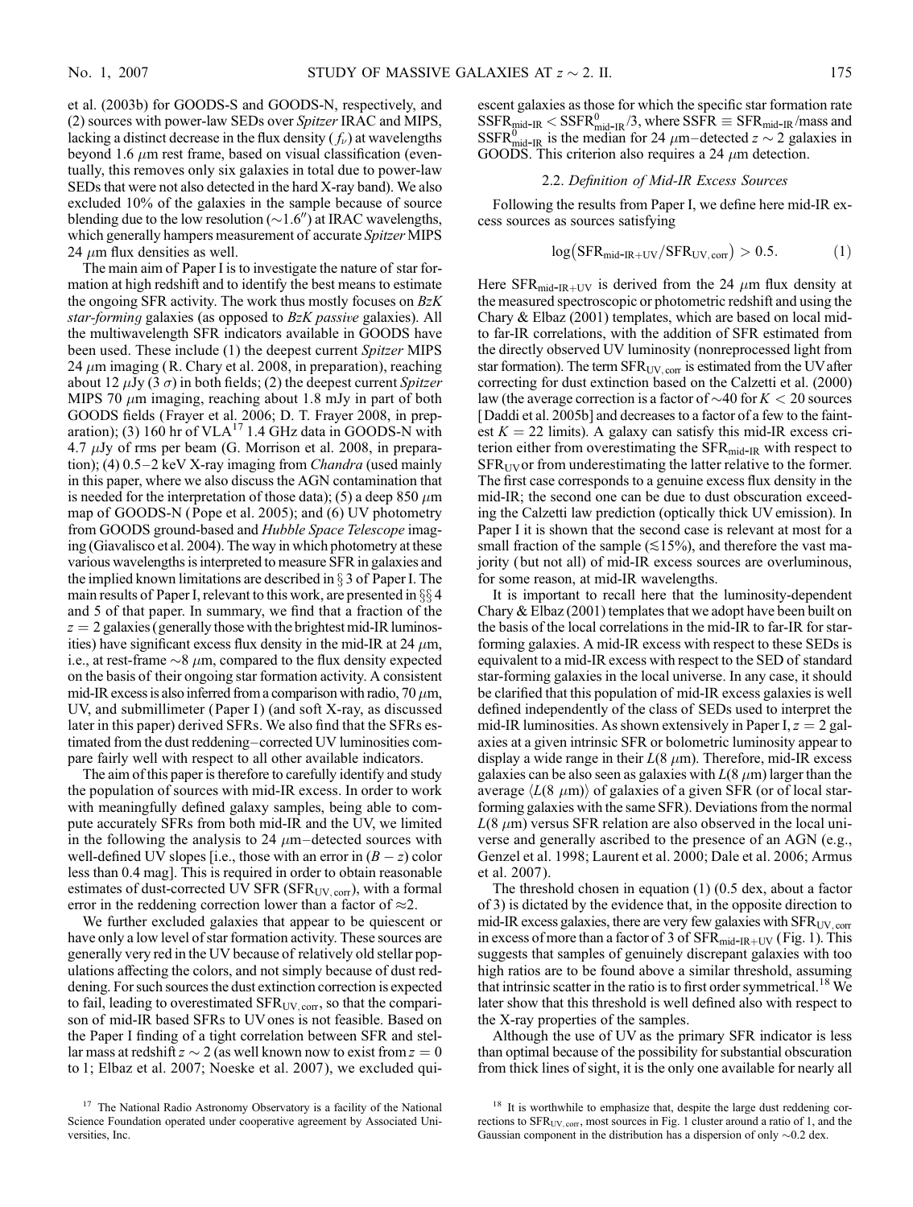et al. (2003b) for GOODS-S and GOODS-N, respectively, and (2) sources with power-law SEDs over *Spitzer* IRAC and MIPS, lacking a distinct decrease in the flux density ($f_\nu$) at wavelengths beyond 1.6 $\mu$m rest frame, based on visual classification (eventually, this removes only six galaxies in total due to power-law SEDs that were not also detected in the hard X-ray band). We also excluded 10% of the galaxies in the sample because of source blending due to the low resolution ($\sim 1.6''$) at IRAC wavelengths, which generally hampers measurement of accurate *Spitzer* MIPS 24 $\mu$m flux densities as well.

The main aim of Paper I is to investigate the nature of star formation at high redshift and to identify the best means to estimate the ongoing SFR activity. The work thus mostly focuses on *BzK star-forming* galaxies (as opposed to *BzK passive* galaxies). All the multiwavelength SFR indicators available in GOODS have been used. These include (1) the deepest current *Spitzer* MIPS 24 $\mu$m imaging (R. Chary et al. 2008, in preparation), reaching about 12 $\mu$Jy (3 $\sigma$) in both fields; (2) the deepest current *Spitzer* MIPS 70 $\mu$m imaging, reaching about 1.8 mJy in part of both GOODS fields (Frayer et al. 2006; D. T. Frayer 2008, in preparation); (3) 160 hr of VLA[17] 1.4 GHz data in GOODS-N with 4.7 $\mu$Jy of rms per beam (G. Morrison et al. 2008, in preparation); (4) 0.5–2 keV X-ray imaging from *Chandra* (used mainly in this paper, where we also discuss the AGN contamination that is needed for the interpretation of those data); (5) a deep 850 $\mu$m map of GOODS-N (Pope et al. 2005); and (6) UV photometry from GOODS ground-based and *Hubble Space Telescope* imaging (Giavalisco et al. 2004). The way in which photometry at these various wavelengths is interpreted to measure SFR in galaxies and the implied known limitations are described in § 3 of Paper I. The main results of Paper I, relevant to this work, are presented in §§ 4 and 5 of that paper. In summary, we find that a fraction of the $z = 2$ galaxies (generally those with the brightest mid-IR luminosities) have significant excess flux density in the mid-IR at 24 $\mu$m, i.e., at rest-frame $\sim$8 $\mu$m, compared to the flux density expected on the basis of their ongoing star formation activity. A consistent mid-IR excess is also inferred from a comparison with radio, 70 $\mu$m, UV, and submillimeter (Paper I) (and soft X-ray, as discussed later in this paper) derived SFRs. We also find that the SFRs estimated from the dust reddening–corrected UV luminosities compare fairly well with respect to all other available indicators.

The aim of this paper is therefore to carefully identify and study the population of sources with mid-IR excess. In order to work with meaningfully defined galaxy samples, being able to compute accurately SFRs from both mid-IR and the UV, we limited in the following the analysis to 24 $\mu$m–detected sources with well-defined UV slopes [i.e., those with an error in $(B - z)$ color less than 0.4 mag]. This is required in order to obtain reasonable estimates of dust-corrected UV SFR ($\mathrm{SFR_{UV,corr}}$), with a formal error in the reddening correction lower than a factor of $\approx$2.

We further excluded galaxies that appear to be quiescent or have only a low level of star formation activity. These sources are generally very red in the UV because of relatively old stellar populations affecting the colors, and not simply because of dust reddening. For such sources the dust extinction correction is expected to fail, leading to overestimated $\mathrm{SFR_{UV,corr}}$, so that the comparison of mid-IR based SFRs to UV ones is not feasible. Based on the Paper I finding of a tight correlation between SFR and stellar mass at redshift $z \sim 2$ (as well known now to exist from $z = 0$ to 1; Elbaz et al. 2007; Noeske et al. 2007), we excluded quiescent galaxies as those for which the specific star formation rate $\mathrm{SSFR_{mid\text{-}IR}} < \mathrm{SSFR^0_{mid\text{-}IR}}/3$, where $\mathrm{SSFR} \equiv \mathrm{SFR_{mid\text{-}IR}}/\mathrm{mass}$ and $\mathrm{SSFR^0_{mid\text{-}IR}}$ is the median for 24 $\mu$m–detected $z \sim 2$ galaxies in GOODS. This criterion also requires a 24 $\mu$m detection.

### 2.2. *Definition of Mid-IR Excess Sources*

Following the results from Paper I, we define here mid-IR excess sources as sources satisfying

$$\log\left(\mathrm{SFR_{mid\text{-}IR+UV}}/\mathrm{SFR_{UV,corr}}\right) > 0.5. \qquad (1)$$

Here $\mathrm{SFR_{mid\text{-}IR+UV}}$ is derived from the 24 $\mu$m flux density at the measured spectroscopic or photometric redshift and using the Chary & Elbaz (2001) templates, which are based on local mid- to far-IR correlations, with the addition of SFR estimated from the directly observed UV luminosity (nonreprocessed light from star formation). The term $\mathrm{SFR_{UV,corr}}$ is estimated from the UV after correcting for dust extinction based on the Calzetti et al. (2000) law (the average correction is a factor of $\sim$40 for $K < 20$ sources [Daddi et al. 2005b] and decreases to a factor of a few to the faintest $K = 22$ limits). A galaxy can satisfy this mid-IR excess criterion either from overestimating the $\mathrm{SFR_{mid\text{-}IR}}$ with respect to $\mathrm{SFR_{UV}}$ or from underestimating the latter relative to the former. The first case corresponds to a genuine excess flux density in the mid-IR; the second one can be due to dust obscuration exceeding the Calzetti law prediction (optically thick UV emission). In Paper I it is shown that the second case is relevant at most for a small fraction of the sample ($\lesssim$15%), and therefore the vast majority (but not all) of mid-IR excess sources are overluminous, for some reason, at mid-IR wavelengths.

It is important to recall here that the luminosity-dependent Chary & Elbaz (2001) templates that we adopt have been built on the basis of the local correlations in the mid-IR to far-IR for star-forming galaxies. A mid-IR excess with respect to these SEDs is equivalent to a mid-IR excess with respect to the SED of standard star-forming galaxies in the local universe. In any case, it should be clarified that this population of mid-IR excess galaxies is well defined independently of the class of SEDs used to interpret the mid-IR luminosities. As shown extensively in Paper I, $z = 2$ galaxies at a given intrinsic SFR or bolometric luminosity appear to display a wide range in their $L(8\ \mu\mathrm{m})$. Therefore, mid-IR excess galaxies can be also seen as galaxies with $L(8\ \mu\mathrm{m})$ larger than the average $\langle L(8\ \mu\mathrm{m})\rangle$ of galaxies of a given SFR (or of local star-forming galaxies with the same SFR). Deviations from the normal $L(8\ \mu\mathrm{m})$ versus SFR relation are also observed in the local universe and generally ascribed to the presence of an AGN (e.g., Genzel et al. 1998; Laurent et al. 2000; Dale et al. 2006; Armus et al. 2007).

The threshold chosen in equation (1) (0.5 dex, about a factor of 3) is dictated by the evidence that, in the opposite direction to mid-IR excess galaxies, there are very few galaxies with $\mathrm{SFR_{UV,corr}}$ in excess of more than a factor of 3 of $\mathrm{SFR_{mid\text{-}IR+UV}}$ (Fig. 1). This suggests that samples of genuinely discrepant galaxies with too high ratios are to be found above a similar threshold, assuming that intrinsic scatter in the ratio is to first order symmetrical.[18] We later show that this threshold is well defined also with respect to the X-ray properties of the samples.

Although the use of UV as the primary SFR indicator is less than optimal because of the possibility for substantial obscuration from thick lines of sight, it is the only one available for nearly all

[17] The National Radio Astronomy Observatory is a facility of the National Science Foundation operated under cooperative agreement by Associated Universities, Inc.

[18] It is worthwhile to emphasize that, despite the large dust reddening corrections to $\mathrm{SFR_{UV,corr}}$, most sources in Fig. 1 cluster around a ratio of 1, and the Gaussian component in the distribution has a dispersion of only $\sim$0.2 dex.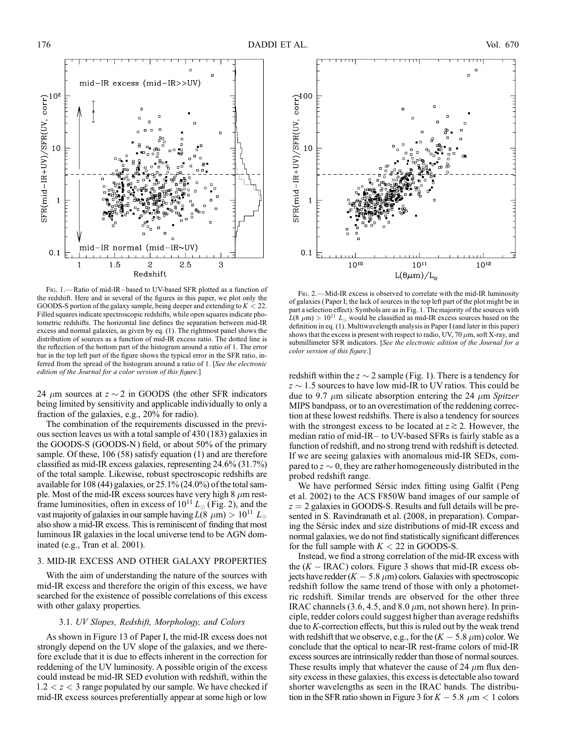Fig. 1.— Ratio of mid-IR–based to UV-based SFR plotted as a function of the redshift. Here and in several of the figures in this paper, we plot only the GOODS-S portion of the galaxy sample, being deeper and extending to $K < 22$. Filled squares indicate spectroscopic redshifts, while open squares indicate photometric redshifts. The horizontal line defines the separation between mid-IR excess and normal galaxies, as given by eq. (1). The rightmost panel shows the distribution of sources as a function of mid-IR excess ratio. The dotted line is the reflection of the bottom part of the histogram around a ratio of 1. The error bar in the top left part of the figure shows the typical error in the SFR ratio, inferred from the spread of the histogram around a ratio of 1. [*See the electronic edition of the Journal for a color version of this figure.*]

Fig. 2.— Mid-IR excess is observed to correlate with the mid-IR luminosity of galaxies (Paper I; the lack of sources in the top left part of the plot might be in part a selection effect). Symbols are as in Fig. 1. The majority of the sources with $L(8\ \mu\mathrm{m}) > 10^{11}\ L_\odot$ would be classified as mid-IR excess sources based on the definition in eq. (1). Multiwavelength analysis in Paper I (and later in this paper) shows that the excess is present with respect to radio, UV, 70 $\mu$m, soft X-ray, and submillimeter SFR indicators. [*See the electronic edition of the Journal for a color version of this figure.*]

24 $\mu$m sources at $z \sim 2$ in GOODS (the other SFR indicators being limited by sensitivity and applicable individually to only a fraction of the galaxies, e.g., 20% for radio).

The combination of the requirements discussed in the previous section leaves us with a total sample of 430 (183) galaxies in the GOODS-S (GOODS-N) field, or about 50% of the primary sample. Of these, 106 (58) satisfy equation (1) and are therefore classified as mid-IR excess galaxies, representing 24.6% (31.7%) of the total sample. Likewise, robust spectroscopic redshifts are available for 108 (44) galaxies, or 25.1% (24.0%) of the total sample. Most of the mid-IR excess sources have very high 8 $\mu$m rest-frame luminosities, often in excess of $10^{11}\ L_\odot$ (Fig. 2), and the vast majority of galaxies in our sample having $L(8\ \mu\mathrm{m}) > 10^{11}\ L_\odot$ also show a mid-IR excess. This is reminiscent of finding that most luminous IR galaxies in the local universe tend to be AGN dominated (e.g., Tran et al. 2001).

## 3. MID-IR EXCESS AND OTHER GALAXY PROPERTIES

With the aim of understanding the nature of the sources with mid-IR excess and therefore the origin of this excess, we have searched for the existence of possible correlations of this excess with other galaxy properties.

### 3.1. *UV Slopes, Redshift, Morphology, and Colors*

As shown in Figure 13 of Paper I, the mid-IR excess does not strongly depend on the UV slope of the galaxies, and we therefore exclude that it is due to effects inherent in the correction for reddening of the UV luminosity. A possible origin of the excess could instead be mid-IR SED evolution with redshift, within the $1.2 < z < 3$ range populated by our sample. We have checked if mid-IR excess sources preferentially appear at some high or low redshift within the $z \sim 2$ sample (Fig. 1). There is a tendency for $z \sim 1.5$ sources to have low mid-IR to UV ratios. This could be due to 9.7 $\mu$m silicate absorption entering the 24 $\mu$m *Spitzer* MIPS bandpass, or to an overestimation of the reddening correction at these lowest redshifts. There is also a tendency for sources with the strongest excess to be located at $z \gtrsim 2$. However, the median ratio of mid-IR– to UV-based SFRs is fairly stable as a function of redshift, and no strong trend with redshift is detected. If we are seeing galaxies with anomalous mid-IR SEDs, compared to $z \sim 0$, they are rather homogeneously distributed in the probed redshift range.

We have performed Sérsic index fitting using Galfit (Peng et al. 2002) to the ACS F850W band images of our sample of $z = 2$ galaxies in GOODS-S. Results and full details will be presented in S. Ravindranath et al. (2008, in preparation). Comparing the Sérsic index and size distributions of mid-IR excess and normal galaxies, we do not find statistically significant differences for the full sample with $K < 22$ in GOODS-S.

Instead, we find a strong correlation of the mid-IR excess with the ($K$ − IRAC) colors. Figure 3 shows that mid-IR excess objects have redder ($K$ − 5.8 $\mu$m) colors. Galaxies with spectroscopic redshift follow the same trend of those with only a photometric redshift. Similar trends are observed for the other three IRAC channels (3.6, 4.5, and 8.0 $\mu$m, not shown here). In principle, redder colors could suggest higher than average redshifts due to $K$-correction effects, but this is ruled out by the weak trend with redshift that we observe, e.g., for the ($K$ − 5.8 $\mu$m) color. We conclude that the optical to near-IR rest-frame colors of mid-IR excess sources are intrinsically redder than those of normal sources. These results imply that whatever the cause of 24 $\mu$m flux density excess in these galaxies, this excess is detectable also toward shorter wavelengths as seen in the IRAC bands. The distribution in the SFR ratio shown in Figure 3 for $K - 5.8\ \mu\mathrm{m} < 1$ colors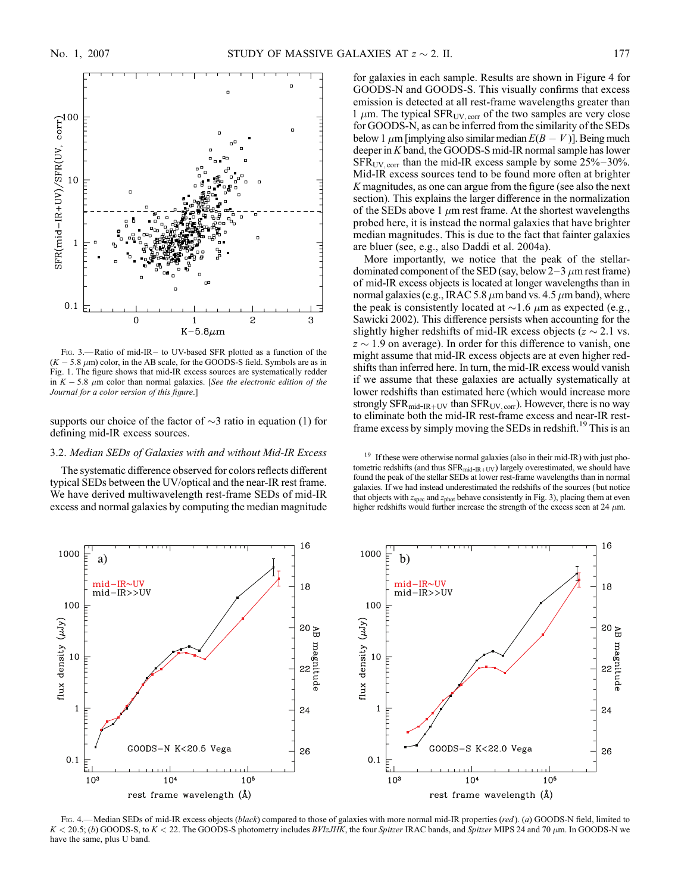FIG. 3.—Ratio of mid-IR– to UV-based SFR plotted as a function of the ($K - 5.8$ $\mu$m) color, in the AB scale, for the GOODS-S field. Symbols are as in Fig. 1. The figure shows that mid-IR excess sources are systematically redder in $K - 5.8$ $\mu$m color than normal galaxies. [*See the electronic edition of the Journal for a color version of this figure.*]

supports our choice of the factor of ~3 ratio in equation (1) for defining mid-IR excess sources.

### 3.2. *Median SEDs of Galaxies with and without Mid-IR Excess*

The systematic difference observed for colors reflects different typical SEDs between the UV/optical and the near-IR rest frame. We have derived multiwavelength rest-frame SEDs of mid-IR excess and normal galaxies by computing the median magnitude for galaxies in each sample. Results are shown in Figure 4 for GOODS-N and GOODS-S. This visually confirms that excess emission is detected at all rest-frame wavelengths greater than 1 $\mu$m. The typical $\mathrm{SFR_{UV,\,corr}}$ of the two samples are very close for GOODS-N, as can be inferred from the similarity of the SEDs below 1 $\mu$m [implying also similar median $E(B-V)$]. Being much deeper in $K$ band, the GOODS-S mid-IR normal sample has lower $\mathrm{SFR_{UV,\,corr}}$ than the mid-IR excess sample by some 25%–30%. Mid-IR excess sources tend to be found more often at brighter $K$ magnitudes, as one can argue from the figure (see also the next section). This explains the larger difference in the normalization of the SEDs above 1 $\mu$m rest frame. At the shortest wavelengths probed here, it is instead the normal galaxies that have brighter median magnitudes. This is due to the fact that fainter galaxies are bluer (see, e.g., also Daddi et al. 2004a).

More importantly, we notice that the peak of the stellar-dominated component of the SED (say, below 2–3 $\mu$m rest frame) of mid-IR excess objects is located at longer wavelengths than in normal galaxies (e.g., IRAC 5.8 $\mu$m band vs. 4.5 $\mu$m band), where the peak is consistently located at ~1.6 $\mu$m as expected (e.g., Sawicki 2002). This difference persists when accounting for the slightly higher redshifts of mid-IR excess objects ($z \sim 2.1$ vs. $z \sim 1.9$ on average). In order for this difference to vanish, one might assume that mid-IR excess objects are at even higher redshifts than inferred here. In turn, the mid-IR excess would vanish if we assume that these galaxies are actually systematically at lower redshifts than estimated here (which would increase more strongly $\mathrm{SFR_{mid\text{-}IR+UV}}$ than $\mathrm{SFR_{UV,\,corr}}$). However, there is no way to eliminate both the mid-IR rest-frame excess and near-IR rest-frame excess by simply moving the SEDs in redshift.[19] This is an

[19] If these were otherwise normal galaxies (also in their mid-IR) with just photometric redshifts (and thus $\mathrm{SFR_{mid\text{-}IR+UV}}$) largely overestimated, we should have found the peak of the stellar SEDs at lower rest-frame wavelengths than in normal galaxies. If we had instead underestimated the redshifts of the sources (but notice that objects with $z_{\mathrm{spec}}$ and $z_{\mathrm{phot}}$ behave consistently in Fig. 3), placing them at even higher redshifts would further increase the strength of the excess seen at 24 $\mu$m.

FIG. 4.—Median SEDs of mid-IR excess objects (*black*) compared to those of galaxies with more normal mid-IR properties (*red*). (*a*) GOODS-N field, limited to $K < 20.5$; (*b*) GOODS-S, to $K < 22$. The GOODS-S photometry includes *BVIzJHK*, the four *Spitzer* IRAC bands, and *Spitzer* MIPS 24 and 70 $\mu$m. In GOODS-N we have the same, plus U band.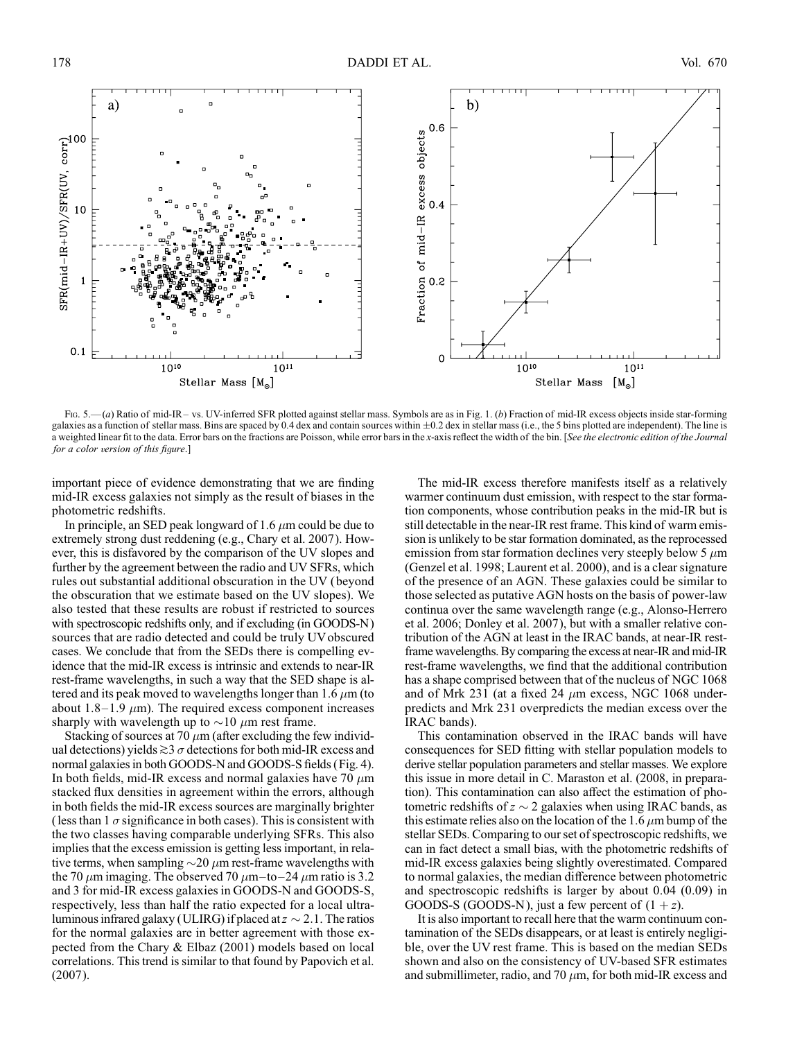FIG. 5.—(a) Ratio of mid-IR– vs. UV-inferred SFR plotted against stellar mass. Symbols are as in Fig. 1. (b) Fraction of mid-IR excess objects inside star-forming galaxies as a function of stellar mass. Bins are spaced by 0.4 dex and contain sources within ±0.2 dex in stellar mass (i.e., the 5 bins plotted are independent). The line is a weighted linear fit to the data. Error bars on the fractions are Poisson, while error bars in the x-axis reflect the width of the bin. [*See the electronic edition of the Journal for a color version of this figure.*]

important piece of evidence demonstrating that we are finding mid-IR excess galaxies not simply as the result of biases in the photometric redshifts.

In principle, an SED peak longward of 1.6 $\mu$m could be due to extremely strong dust reddening (e.g., Chary et al. 2007). However, this is disfavored by the comparison of the UV slopes and further by the agreement between the radio and UV SFRs, which rules out substantial additional obscuration in the UV (beyond the obscuration that we estimate based on the UV slopes). We also tested that these results are robust if restricted to sources with spectroscopic redshifts only, and if excluding (in GOODS-N) sources that are radio detected and could be truly UV obscured cases. We conclude that from the SEDs there is compelling evidence that the mid-IR excess is intrinsic and extends to near-IR rest-frame wavelengths, in such a way that the SED shape is altered and its peak moved to wavelengths longer than 1.6 $\mu$m (to about 1.8–1.9 $\mu$m). The required excess component increases sharply with wavelength up to $\sim$10 $\mu$m rest frame.

Stacking of sources at 70 $\mu$m (after excluding the few individual detections) yields $\gtrsim$3 $\sigma$ detections for both mid-IR excess and normal galaxies in both GOODS-N and GOODS-S fields (Fig. 4). In both fields, mid-IR excess and normal galaxies have 70 $\mu$m stacked flux densities in agreement within the errors, although in both fields the mid-IR excess sources are marginally brighter (less than 1 $\sigma$ significance in both cases). This is consistent with the two classes having comparable underlying SFRs. This also implies that the excess emission is getting less important, in relative terms, when sampling $\sim$20 $\mu$m rest-frame wavelengths with the 70 $\mu$m imaging. The observed 70 $\mu$m–to–24 $\mu$m ratio is 3.2 and 3 for mid-IR excess galaxies in GOODS-N and GOODS-S, respectively, less than half the ratio expected for a local ultraluminous infrared galaxy (ULIRG) if placed at $z \sim 2.1$. The ratios for the normal galaxies are in better agreement with those expected from the Chary & Elbaz (2001) models based on local correlations. This trend is similar to that found by Papovich et al. (2007).

The mid-IR excess therefore manifests itself as a relatively warmer continuum dust emission, with respect to the star formation components, whose contribution peaks in the mid-IR but is still detectable in the near-IR rest frame. This kind of warm emission is unlikely to be star formation dominated, as the reprocessed emission from star formation declines very steeply below 5 $\mu$m (Genzel et al. 1998; Laurent et al. 2000), and is a clear signature of the presence of an AGN. These galaxies could be similar to those selected as putative AGN hosts on the basis of power-law continua over the same wavelength range (e.g., Alonso-Herrero et al. 2006; Donley et al. 2007), but with a smaller relative contribution of the AGN at least in the IRAC bands, at near-IR rest-frame wavelengths. By comparing the excess at near-IR and mid-IR rest-frame wavelengths, we find that the additional contribution has a shape comprised between that of the nucleus of NGC 1068 and of Mrk 231 (at a fixed 24 $\mu$m excess, NGC 1068 underpredicts and Mrk 231 overpredicts the median excess over the IRAC bands).

This contamination observed in the IRAC bands will have consequences for SED fitting with stellar population models to derive stellar population parameters and stellar masses. We explore this issue in more detail in C. Maraston et al. (2008, in preparation). This contamination can also affect the estimation of photometric redshifts of $z \sim 2$ galaxies when using IRAC bands, as this estimate relies also on the location of the 1.6 $\mu$m bump of the stellar SEDs. Comparing to our set of spectroscopic redshifts, we can in fact detect a small bias, with the photometric redshifts of mid-IR excess galaxies being slightly overestimated. Compared to normal galaxies, the median difference between photometric and spectroscopic redshifts is larger by about 0.04 (0.09) in GOODS-S (GOODS-N), just a few percent of $(1 + z)$.

It is also important to recall here that the warm continuum contamination of the SEDs disappears, or at least is entirely negligible, over the UV rest frame. This is based on the median SEDs shown and also on the consistency of UV-based SFR estimates and submillimeter, radio, and 70 $\mu$m, for both mid-IR excess and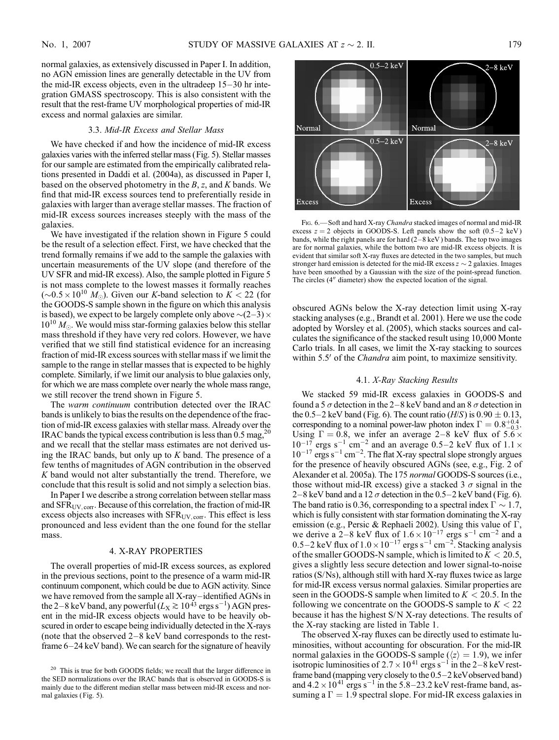normal galaxies, as extensively discussed in Paper I. In addition, no AGN emission lines are generally detectable in the UV from the mid-IR excess objects, even in the ultradeep 15–30 hr integration GMASS spectroscopy. This is also consistent with the result that the rest-frame UV morphological properties of mid-IR excess and normal galaxies are similar.

### 3.3. *Mid-IR Excess and Stellar Mass*

We have checked if and how the incidence of mid-IR excess galaxies varies with the inferred stellar mass (Fig. 5). Stellar masses for our sample are estimated from the empirically calibrated relations presented in Daddi et al. (2004a), as discussed in Paper I, based on the observed photometry in the *B*, *z*, and *K* bands. We find that mid-IR excess sources tend to preferentially reside in galaxies with larger than average stellar masses. The fraction of mid-IR excess sources increases steeply with the mass of the galaxies.

We have investigated if the relation shown in Figure 5 could be the result of a selection effect. First, we have checked that the trend formally remains if we add to the sample the galaxies with uncertain measurements of the UV slope (and therefore of the UV SFR and mid-IR excess). Also, the sample plotted in Figure 5 is not mass complete to the lowest masses it formally reaches ($\sim 0.5 \times 10^{10}\ M_{\odot}$). Given our *K*-band selection to $K < 22$ (for the GOODS-S sample shown in the figure on which this analysis is based), we expect to be largely complete only above $\sim(2-3) \times 10^{10}\ M_{\odot}$. We would miss star-forming galaxies below this stellar mass threshold if they have very red colors. However, we have verified that we still find statistical evidence for an increasing fraction of mid-IR excess sources with stellar mass if we limit the sample to the range in stellar masses that is expected to be highly complete. Similarly, if we limit our analysis to blue galaxies only, for which we are mass complete over nearly the whole mass range, we still recover the trend shown in Figure 5.

The *warm continuum* contribution detected over the IRAC bands is unlikely to bias the results on the dependence of the fraction of mid-IR excess galaxies with stellar mass. Already over the IRAC bands the typical excess contribution is less than 0.5 mag,[20] and we recall that the stellar mass estimates are not derived using the IRAC bands, but only up to *K* band. The presence of a few tenths of magnitudes of AGN contribution in the observed *K* band would not alter substantially the trend. Therefore, we conclude that this result is solid and not simply a selection bias.

In Paper I we describe a strong correlation between stellar mass and $\mathrm{SFR_{UV,corr}}$. Because of this correlation, the fraction of mid-IR excess objects also increases with $\mathrm{SFR_{UV,corr}}$. This effect is less pronounced and less evident than the one found for the stellar mass.

## 4. X-RAY PROPERTIES

The overall properties of mid-IR excess sources, as explored in the previous sections, point to the presence of a warm mid-IR continuum component, which could be due to AGN activity. Since we have removed from the sample all X-ray–identified AGNs in the 2–8 keV band, any powerful ($L_X \gtrsim 10^{43}$ ergs $\mathrm{s^{-1}}$) AGN present in the mid-IR excess objects would have to be heavily obscured in order to escape being individually detected in the X-rays (note that the observed 2–8 keV band corresponds to the rest-frame 6–24 keV band). We can search for the signature of heavily obscured AGNs below the X-ray detection limit using X-ray stacking analyses (e.g., Brandt et al. 2001). Here we use the code adopted by Worsley et al. (2005), which stacks sources and calculates the significance of the stacked result using 10,000 Monte Carlo trials. In all cases, we limit the X-ray stacking to sources within 5.5′ of the *Chandra* aim point, to maximize sensitivity.

[20] This is true for both GOODS fields; we recall that the larger difference in the SED normalizations over the IRAC bands that is observed in GOODS-S is mainly due to the different median stellar mass between mid-IR excess and normal galaxies (Fig. 5).

Fig. 6.— Soft and hard X-ray *Chandra* stacked images of normal and mid-IR excess $z = 2$ objects in GOODS-S. Left panels show the soft (0.5–2 keV) bands, while the right panels are for hard (2–8 keV) bands. The top two images are for normal galaxies, while the bottom two are mid-IR excess objects. It is evident that similar soft X-ray fluxes are detected in the two samples, but much stronger hard emission is detected for the mid-IR excess $z \sim 2$ galaxies. Images have been smoothed by a Gaussian with the size of the point-spread function. The circles (4″ diameter) show the expected location of the signal.

### 4.1. *X-Ray Stacking Results*

We stacked 59 mid-IR excess galaxies in GOODS-S and found a 5 $\sigma$ detection in the 2–8 keV band and an 8 $\sigma$ detection in the 0.5–2 keV band (Fig. 6). The count ratio (*H*/*S*) is $0.90 \pm 0.13$, corresponding to a nominal power-law photon index $\Gamma = 0.8^{+0.4}_{-0.3}$. Using $\Gamma = 0.8$, we infer an average 2–8 keV flux of $5.6 \times 10^{-17}$ ergs $\mathrm{s^{-1}\ cm^{-2}}$ and an average 0.5–2 keV flux of $1.1 \times 10^{-17}$ ergs $\mathrm{s^{-1}\ cm^{-2}}$. The flat X-ray spectral slope strongly argues for the presence of heavily obscured AGNs (see, e.g., Fig. 2 of Alexander et al. 2005a). The 175 *normal* GOODS-S sources (i.e., those without mid-IR excess) give a stacked 3 $\sigma$ signal in the 2–8 keV band and a 12 $\sigma$ detection in the 0.5–2 keV band (Fig. 6). The band ratio is 0.36, corresponding to a spectral index $\Gamma \sim 1.7$, which is fully consistent with star formation dominating the X-ray emission (e.g., Persic & Rephaeli 2002). Using this value of $\Gamma$, we derive a 2–8 keV flux of $1.6 \times 10^{-17}$ ergs $\mathrm{s^{-1}\ cm^{-2}}$ and a 0.5–2 keV flux of $1.0 \times 10^{-17}$ ergs $\mathrm{s^{-1}\ cm^{-2}}$. Stacking analysis of the smaller GOODS-N sample, which is limited to $K < 20.5$, gives a slightly less secure detection and lower signal-to-noise ratios (S/Ns), although still with hard X-ray fluxes twice as large for mid-IR excess versus normal galaxies. Similar properties are seen in the GOODS-S sample when limited to $K < 20.5$. In the following we concentrate on the GOODS-S sample to $K < 22$ because it has the highest S/N X-ray detections. The results of the X-ray stacking are listed in Table 1.

The observed X-ray fluxes can be directly used to estimate luminosities, without accounting for obscuration. For the mid-IR normal galaxies in the GOODS-S sample ($\langle z \rangle = 1.9$), we infer isotropic luminosities of $2.7 \times 10^{41}$ ergs $\mathrm{s^{-1}}$ in the 2–8 keV rest-frame band (mapping very closely to the 0.5–2 keV observed band) and $4.2 \times 10^{41}$ ergs $\mathrm{s^{-1}}$ in the 5.8–23.2 keV rest-frame band, assuming a $\Gamma = 1.9$ spectral slope. For mid-IR excess galaxies in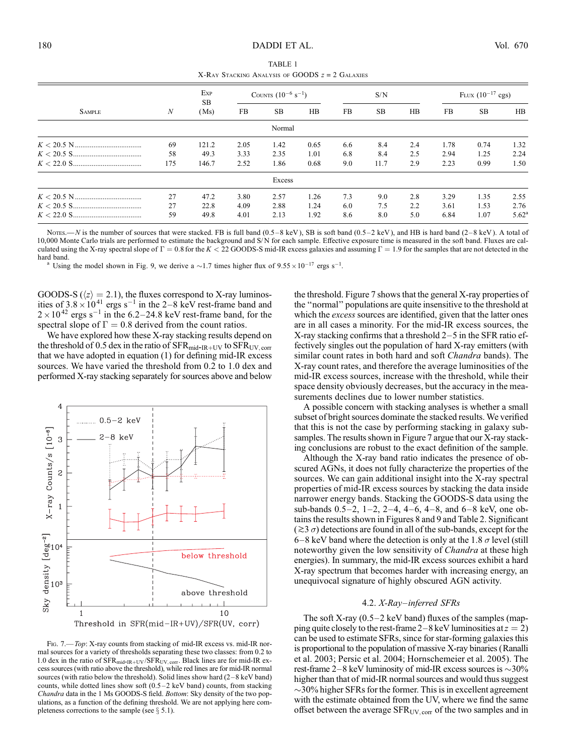TABLE 1

X-Ray Stacking Analysis of GOODS $z = 2$ Galaxies

| Sample | $N$ | Exp SB (Ms) | Counts ($10^{-6}$ s$^{-1}$) FB | SB | HB | S/N FB | SB | HB | Flux ($10^{-17}$ cgs) FB | SB | HB |
|---|---|---|---|---|---|---|---|---|---|---|---|
| Normal | | | | | | | | | | | |
| $K < 20.5$ N | 69 | 121.2 | 2.05 | 1.42 | 0.65 | 6.6 | 8.4 | 2.4 | 1.78 | 0.74 | 1.32 |
| $K < 20.5$ S | 58 | 49.3 | 3.33 | 2.35 | 1.01 | 6.8 | 8.4 | 2.5 | 2.94 | 1.25 | 2.24 |
| $K < 22.0$ S | 175 | 146.7 | 2.52 | 1.86 | 0.68 | 9.0 | 11.7 | 2.9 | 2.23 | 0.99 | 1.50 |
| Excess | | | | | | | | | | | |
| $K < 20.5$ N | 27 | 47.2 | 3.80 | 2.57 | 1.26 | 7.3 | 9.0 | 2.8 | 3.29 | 1.35 | 2.55 |
| $K < 20.5$ S | 27 | 22.8 | 4.09 | 2.88 | 1.24 | 6.0 | 7.5 | 2.2 | 3.61 | 1.53 | 2.76 |
| $K < 22.0$ S | 59 | 49.8 | 4.01 | 2.13 | 1.92 | 8.6 | 8.0 | 5.0 | 6.84 | 1.07 | 5.62[a] |

Notes.—$N$ is the number of sources that were stacked. FB is full band (0.5–8 keV), SB is soft band (0.5–2 keV), and HB is hard band (2–8 keV). A total of 10,000 Monte Carlo trials are performed to estimate the background and S/N for each sample. Effective exposure time is measured in the soft band. Fluxes are calculated using the X-ray spectral slope of $\Gamma = 0.8$ for the $K < 22$ GOODS-S mid-IR excess galaxies and assuming $\Gamma = 1.9$ for the samples that are not detected in the hard band.

[a] Using the model shown in Fig. 9, we derive a $\sim$1.7 times higher flux of $9.55 \times 10^{-17}$ ergs s$^{-1}$.

GOODS-S ($\langle z \rangle = 2.1$), the fluxes correspond to X-ray luminosities of $3.8 \times 10^{41}$ ergs s$^{-1}$ in the 2–8 keV rest-frame band and $2 \times 10^{42}$ ergs s$^{-1}$ in the 6.2–24.8 keV rest-frame band, for the spectral slope of $\Gamma = 0.8$ derived from the count ratios.

We have explored how these X-ray stacking results depend on the threshold of 0.5 dex in the ratio of $\mathrm{SFR}_{\mathrm{mid\text{-}IR+UV}}$ to $\mathrm{SFR}_{\mathrm{UV,corr}}$ that we have adopted in equation (1) for defining mid-IR excess sources. We have varied the threshold from 0.2 to 1.0 dex and performed X-ray stacking separately for sources above and below the threshold. Figure 7 shows that the general X-ray properties of the "normal" populations are quite insensitive to the threshold at which the *excess* sources are identified, given that the latter ones are in all cases a minority. For the mid-IR excess sources, the X-ray stacking confirms that a threshold 2–5 in the SFR ratio effectively singles out the population of hard X-ray emitters (with similar count rates in both hard and soft *Chandra* bands). The X-ray count rates, and therefore the average luminosities of the mid-IR excess sources, increase with the threshold, while their space density obviously decreases, but the accuracy in the measurements declines due to lower number statistics.

Fig. 7.—*Top*: X-ray counts from stacking of mid-IR excess vs. mid-IR normal sources for a variety of thresholds separating these two classes: from 0.2 to 1.0 dex in the ratio of $\mathrm{SFR}_{\mathrm{mid\text{-}IR+UV}}/\mathrm{SFR}_{\mathrm{UV,corr}}$. Black lines are for mid-IR excess sources (with ratio above the threshold), while red lines are for mid-IR normal sources (with ratio below the threshold). Solid lines show hard (2–8 keV band) counts, while dotted lines show soft (0.5–2 keV band) counts, from stacking *Chandra* data in the 1 Ms GOODS-S field. *Bottom*: Sky density of the two populations, as a function of the defining threshold. We are not applying here completeness corrections to the sample (see § 5.1).

A possible concern with stacking analyses is whether a small subset of bright sources dominate the stacked results. We verified that this is not the case by performing stacking in galaxy subsamples. The results shown in Figure 7 argue that our X-ray stacking conclusions are robust to the exact definition of the sample.

Although the X-ray band ratio indicates the presence of obscured AGNs, it does not fully characterize the properties of the sources. We can gain additional insight into the X-ray spectral properties of mid-IR excess sources by stacking the data inside narrower energy bands. Stacking the GOODS-S data using the sub-bands 0.5–2, 1–2, 2–4, 4–6, 4–8, and 6–8 keV, one obtains the results shown in Figures 8 and 9 and Table 2. Significant ($\gtrsim 3\,\sigma$) detections are found in all of the sub-bands, except for the 6–8 keV band where the detection is only at the 1.8 $\sigma$ level (still noteworthy given the low sensitivity of *Chandra* at these high energies). In summary, the mid-IR excess sources exhibit a hard X-ray spectrum that becomes harder with increasing energy, an unequivocal signature of highly obscured AGN activity.

### 4.2. *X-Ray–inferred SFRs*

The soft X-ray (0.5–2 keV band) fluxes of the samples (mapping quite closely to the rest-frame 2–8 keV luminosities at $z = 2$) can be used to estimate SFRs, since for star-forming galaxies this is proportional to the population of massive X-ray binaries (Ranalli et al. 2003; Persic et al. 2004; Hornschemeier et al. 2005). The rest-frame 2–8 keV luminosity of mid-IR excess sources is $\sim$30% higher than that of mid-IR normal sources and thus suggest $\sim$30% higher SFRs for the former. This is in excellent agreement with the estimate obtained from the UV, where we find the same offset between the average $\mathrm{SFR}_{\mathrm{UV,corr}}$ of the two samples and in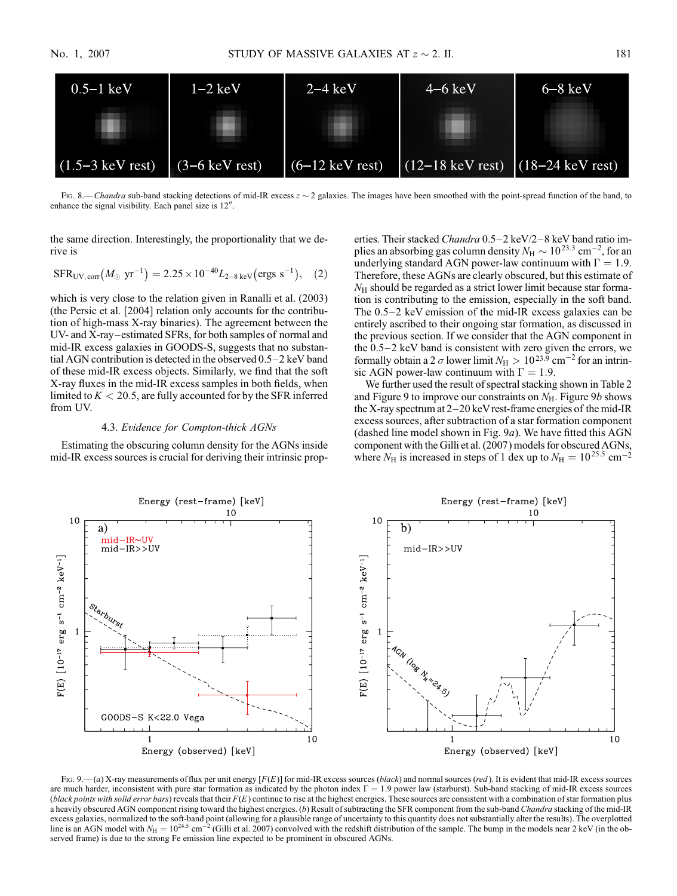Fig. 8.— *Chandra* sub-band stacking detections of mid-IR excess $z \sim 2$ galaxies. The images have been smoothed with the point-spread function of the band, to enhance the signal visibility. Each panel size is 12″.

the same direction. Interestingly, the proportionality that we derive is

$$\mathrm{SFR}_{\mathrm{UV,corr}}(M_\odot\ \mathrm{yr}^{-1}) = 2.25 \times 10^{-40} L_{2-8\ \mathrm{keV}}(\mathrm{ergs\ s}^{-1}), \quad (2)$$

which is very close to the relation given in Ranalli et al. (2003) (the Persic et al. [2004] relation only accounts for the contribution of high-mass X-ray binaries). The agreement between the UV- and X-ray–estimated SFRs, for both samples of normal and mid-IR excess galaxies in GOODS-S, suggests that no substantial AGN contribution is detected in the observed 0.5–2 keV band of these mid-IR excess objects. Similarly, we find that the soft X-ray fluxes in the mid-IR excess samples in both fields, when limited to $K < 20.5$, are fully accounted for by the SFR inferred from UV.

### 4.3. *Evidence for Compton-thick AGNs*

Estimating the obscuring column density for the AGNs inside mid-IR excess sources is crucial for deriving their intrinsic properties. Their stacked *Chandra* 0.5–2 keV/2–8 keV band ratio implies an absorbing gas column density $N_{\mathrm{H}} \sim 10^{23.3}$ cm$^{-2}$, for an underlying standard AGN power-law continuum with $\Gamma = 1.9$. Therefore, these AGNs are clearly obscured, but this estimate of $N_{\mathrm{H}}$ should be regarded as a strict lower limit because star formation is contributing to the emission, especially in the soft band. The 0.5–2 keV emission of the mid-IR excess galaxies can be entirely ascribed to their ongoing star formation, as discussed in the previous section. If we consider that the AGN component in the 0.5–2 keV band is consistent with zero given the errors, we formally obtain a 2 $\sigma$ lower limit $N_{\mathrm{H}} > 10^{23.9}$ cm$^{-2}$ for an intrinsic AGN power-law continuum with $\Gamma = 1.9$.

We further used the result of spectral stacking shown in Table 2 and Figure 9 to improve our constraints on $N_{\mathrm{H}}$. Figure 9*b* shows the X-ray spectrum at 2–20 keV rest-frame energies of the mid-IR excess sources, after subtraction of a star formation component (dashed line model shown in Fig. 9*a*). We have fitted this AGN component with the Gilli et al. (2007) models for obscured AGNs, where $N_{\mathrm{H}}$ is increased in steps of 1 dex up to $N_{\mathrm{H}} = 10^{25.5}$ cm$^{-2}$

Fig. 9.—(*a*) X-ray measurements of flux per unit energy [$F(E)$] for mid-IR excess sources (*black*) and normal sources (*red*). It is evident that mid-IR excess sources are much harder, inconsistent with pure star formation as indicated by the photon index $\Gamma = 1.9$ power law (starburst). Sub-band stacking of mid-IR excess sources (*black points with solid error bars*) reveals that their $F(E)$ continue to rise at the highest energies. These sources are consistent with a combination of star formation plus a heavily obscured AGN component rising toward the highest energies. (*b*) Result of subtracting the SFR component from the sub-band *Chandra* stacking of the mid-IR excess galaxies, normalized to the soft-band point (allowing for a plausible range of uncertainty to this quantity does not substantially alter the results). The overplotted line is an AGN model with $N_{\mathrm{H}} = 10^{24.5}$ cm$^{-2}$ (Gilli et al. 2007) convolved with the redshift distribution of the sample. The bump in the models near 2 keV (in the observed frame) is due to the strong Fe emission line expected to be prominent in obscured AGNs.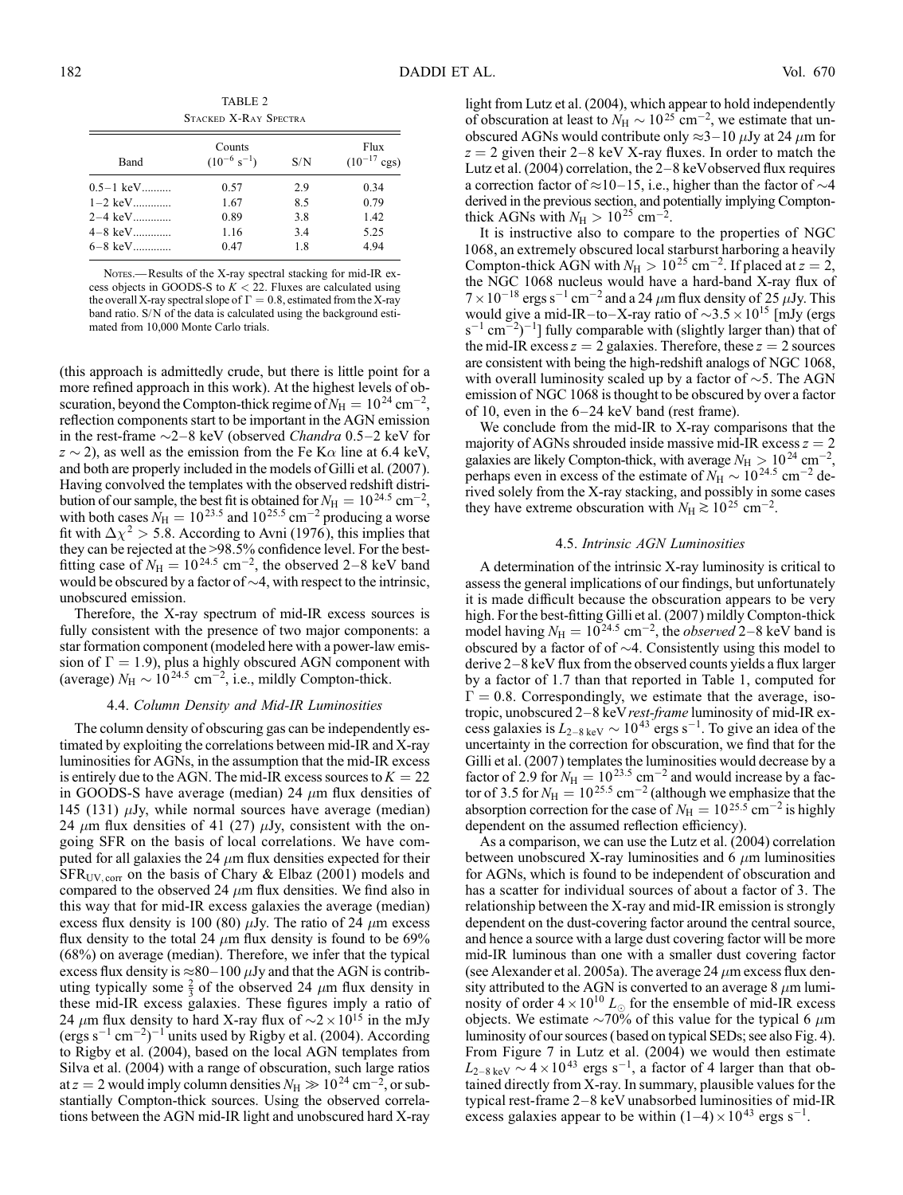TABLE 2

STACKED X-RAY SPECTRA

| Band | Counts ($10^{-6}$ s$^{-1}$) | S/N | Flux ($10^{-17}$ cgs) |
|---|---|---|---|
| 0.5–1 keV.......... | 0.57 | 2.9 | 0.34 |
| 1–2 keV............. | 1.67 | 8.5 | 0.79 |
| 2–4 keV............. | 0.89 | 3.8 | 1.42 |
| 4–8 keV............. | 1.16 | 3.4 | 5.25 |
| 6–8 keV............. | 0.47 | 1.8 | 4.94 |

NOTES.—Results of the X-ray spectral stacking for mid-IR excess objects in GOODS-S to $K < 22$. Fluxes are calculated using the overall X-ray spectral slope of $\Gamma = 0.8$, estimated from the X-ray band ratio. S/N of the data is calculated using the background estimated from 10,000 Monte Carlo trials.

(this approach is admittedly crude, but there is little point for a more refined approach in this work). At the highest levels of obscuration, beyond the Compton-thick regime of $N_{\rm H} = 10^{24}$ cm$^{-2}$, reflection components start to be important in the AGN emission in the rest-frame ~2–8 keV (observed *Chandra* 0.5–2 keV for $z \sim 2$), as well as the emission from the Fe K$\alpha$ line at 6.4 keV, and both are properly included in the models of Gilli et al. (2007). Having convolved the templates with the observed redshift distribution of our sample, the best fit is obtained for $N_{\rm H} = 10^{24.5}$ cm$^{-2}$, with both cases $N_{\rm H} = 10^{23.5}$ and $10^{25.5}$ cm$^{-2}$ producing a worse fit with $\Delta\chi^2 > 5.8$. According to Avni (1976), this implies that they can be rejected at the >98.5% confidence level. For the best-fitting case of $N_{\rm H} = 10^{24.5}$ cm$^{-2}$, the observed 2–8 keV band would be obscured by a factor of ~4, with respect to the intrinsic, unobscured emission.

Therefore, the X-ray spectrum of mid-IR excess sources is fully consistent with the presence of two major components: a star formation component (modeled here with a power-law emission of $\Gamma = 1.9$), plus a highly obscured AGN component with (average) $N_{\rm H} \sim 10^{24.5}$ cm$^{-2}$, i.e., mildly Compton-thick.

### 4.4. *Column Density and Mid-IR Luminosities*

The column density of obscuring gas can be independently estimated by exploiting the correlations between mid-IR and X-ray luminosities for AGNs, in the assumption that the mid-IR excess is entirely due to the AGN. The mid-IR excess sources to $K = 22$ in GOODS-S have average (median) 24 $\mu$m flux densities of 145 (131) $\mu$Jy, while normal sources have average (median) 24 $\mu$m flux densities of 41 (27) $\mu$Jy, consistent with the ongoing SFR on the basis of local correlations. We have computed for all galaxies the 24 $\mu$m flux densities expected for their SFR$_{\rm UV,corr}$ on the basis of Chary & Elbaz (2001) models and compared to the observed 24 $\mu$m flux densities. We find also in this way that for mid-IR excess galaxies the average (median) excess flux density is 100 (80) $\mu$Jy. The ratio of 24 $\mu$m excess flux density to the total 24 $\mu$m flux density is found to be 69% (68%) on average (median). Therefore, we infer that the typical excess flux density is ≈80–100 $\mu$Jy and that the AGN is contributing typically some $\frac{2}{3}$ of the observed 24 $\mu$m flux density in these mid-IR excess galaxies. These figures imply a ratio of 24 $\mu$m flux density to hard X-ray flux of $\sim 2 \times 10^{15}$ in the mJy (ergs s$^{-1}$ cm$^{-2}$)$^{-1}$ units used by Rigby et al. (2004). According to Rigby et al. (2004), based on the local AGN templates from Silva et al. (2004) with a range of obscuration, such large ratios at $z = 2$ would imply column densities $N_{\rm H} \gg 10^{24}$ cm$^{-2}$, or substantially Compton-thick sources. Using the observed correlations between the AGN mid-IR light and unobscured hard X-ray light from Lutz et al. (2004), which appear to hold independently of obscuration at least to $N_{\rm H} \sim 10^{25}$ cm$^{-2}$, we estimate that unobscured AGNs would contribute only ≈3–10 $\mu$Jy at 24 $\mu$m for $z = 2$ given their 2–8 keV X-ray fluxes. In order to match the Lutz et al. (2004) correlation, the 2–8 keV observed flux requires a correction factor of ≈10–15, i.e., higher than the factor of ~4 derived in the previous section, and potentially implying Compton-thick AGNs with $N_{\rm H} > 10^{25}$ cm$^{-2}$.

It is instructive also to compare to the properties of NGC 1068, an extremely obscured local starburst harboring a heavily Compton-thick AGN with $N_{\rm H} > 10^{25}$ cm$^{-2}$. If placed at $z = 2$, the NGC 1068 nucleus would have a hard-band X-ray flux of $7 \times 10^{-18}$ ergs s$^{-1}$ cm$^{-2}$ and a 24 $\mu$m flux density of 25 $\mu$Jy. This would give a mid-IR–to–X-ray ratio of $\sim 3.5 \times 10^{15}$ [mJy (ergs s$^{-1}$ cm$^{-2}$)$^{-1}$] fully comparable with (slightly larger than) that of the mid-IR excess $z = 2$ galaxies. Therefore, these $z = 2$ sources are consistent with being the high-redshift analogs of NGC 1068, with overall luminosity scaled up by a factor of ~5. The AGN emission of NGC 1068 is thought to be obscured by over a factor of 10, even in the 6–24 keV band (rest frame).

We conclude from the mid-IR to X-ray comparisons that the majority of AGNs shrouded inside massive mid-IR excess $z = 2$ galaxies are likely Compton-thick, with average $N_{\rm H} > 10^{24}$ cm$^{-2}$, perhaps even in excess of the estimate of $N_{\rm H} \sim 10^{24.5}$ cm$^{-2}$ derived solely from the X-ray stacking, and possibly in some cases they have extreme obscuration with $N_{\rm H} \gtrsim 10^{25}$ cm$^{-2}$.

### 4.5. *Intrinsic AGN Luminosities*

A determination of the intrinsic X-ray luminosity is critical to assess the general implications of our findings, but unfortunately it is made difficult because the obscuration appears to be very high. For the best-fitting Gilli et al. (2007) mildly Compton-thick model having $N_{\rm H} = 10^{24.5}$ cm$^{-2}$, the *observed* 2–8 keV band is obscured by a factor of of ~4. Consistently using this model to derive 2–8 keV flux from the observed counts yields a flux larger by a factor of 1.7 than that reported in Table 1, computed for $\Gamma = 0.8$. Correspondingly, we estimate that the average, isotropic, unobscured 2–8 keV *rest-frame* luminosity of mid-IR excess galaxies is $L_{2-8\,\rm keV} \sim 10^{43}$ ergs s$^{-1}$. To give an idea of the uncertainty in the correction for obscuration, we find that for the Gilli et al. (2007) templates the luminosities would decrease by a factor of 2.9 for $N_{\rm H} = 10^{23.5}$ cm$^{-2}$ and would increase by a factor of 3.5 for $N_{\rm H} = 10^{25.5}$ cm$^{-2}$ (although we emphasize that the absorption correction for the case of $N_{\rm H} = 10^{25.5}$ cm$^{-2}$ is highly dependent on the assumed reflection efficiency).

As a comparison, we can use the Lutz et al. (2004) correlation between unobscured X-ray luminosities and 6 $\mu$m luminosities for AGNs, which is found to be independent of obscuration and has a scatter for individual sources of about a factor of 3. The relationship between the X-ray and mid-IR emission is strongly dependent on the dust-covering factor around the central source, and hence a source with a large dust covering factor will be more mid-IR luminous than one with a smaller dust covering factor (see Alexander et al. 2005a). The average 24 $\mu$m excess flux density attributed to the AGN is converted to an average 8 $\mu$m luminosity of order $4 \times 10^{10}\ L_\odot$ for the ensemble of mid-IR excess objects. We estimate ~70% of this value for the typical 6 $\mu$m luminosity of our sources (based on typical SEDs; see also Fig. 4). From Figure 7 in Lutz et al. (2004) we would then estimate $L_{2-8\,\rm keV} \sim 4 \times 10^{43}$ ergs s$^{-1}$, a factor of 4 larger than that obtained directly from X-ray. In summary, plausible values for the typical rest-frame 2–8 keV unabsorbed luminosities of mid-IR excess galaxies appear to be within $(1–4) \times 10^{43}$ ergs s$^{-1}$.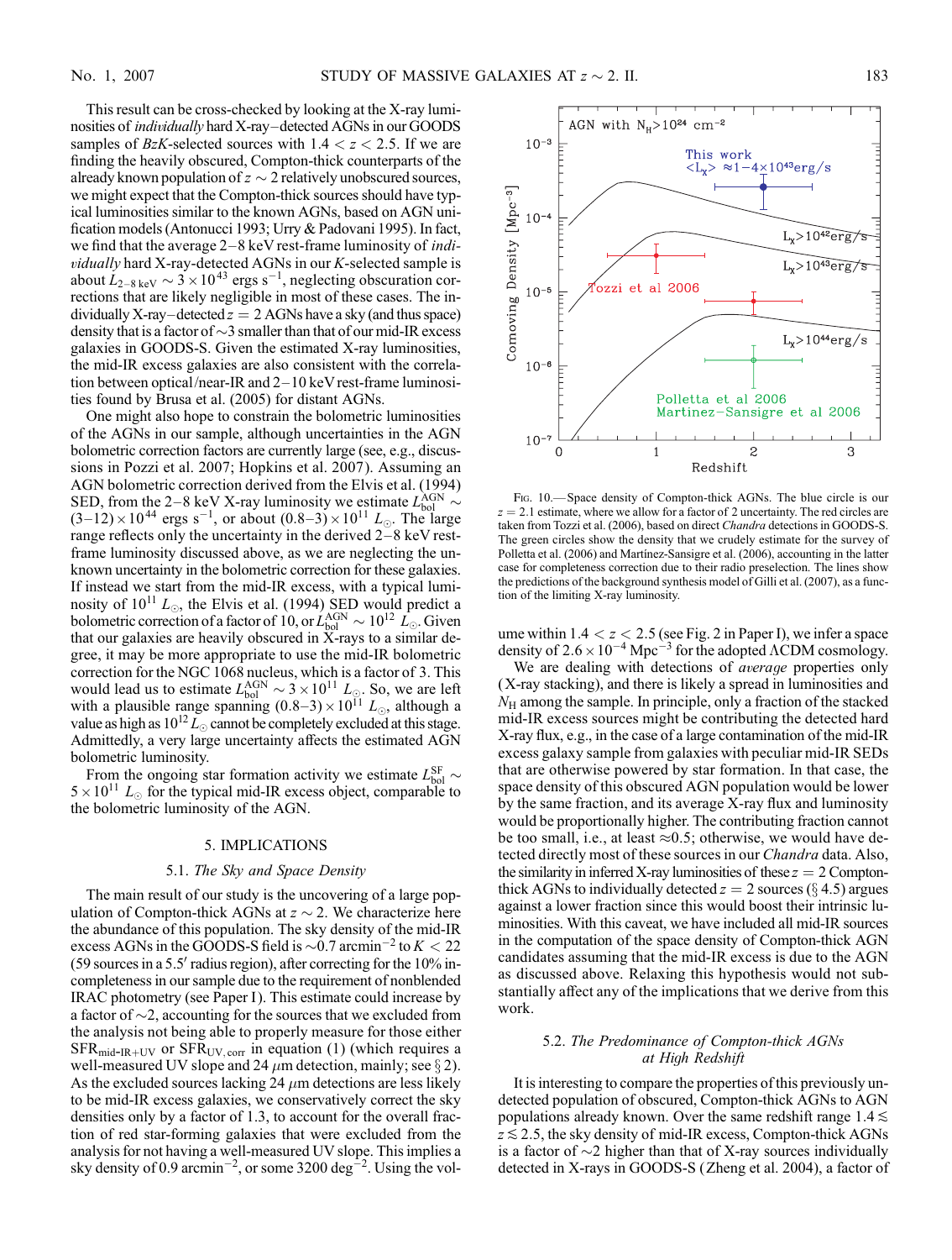This result can be cross-checked by looking at the X-ray luminosities of *individually* hard X-ray–detected AGNs in our GOODS samples of *BzK*-selected sources with $1.4 < z < 2.5$. If we are finding the heavily obscured, Compton-thick counterparts of the already known population of $z \sim 2$ relatively unobscured sources, we might expect that the Compton-thick sources should have typical luminosities similar to the known AGNs, based on AGN unification models (Antonucci 1993; Urry & Padovani 1995). In fact, we find that the average 2–8 keV rest-frame luminosity of *individually* hard X-ray-detected AGNs in our *K*-selected sample is about $L_{2-8\,\mathrm{keV}} \sim 3 \times 10^{43}$ ergs s$^{-1}$, neglecting obscuration corrections that are likely negligible in most of these cases. The individually X-ray–detected $z = 2$ AGNs have a sky (and thus space) density that is a factor of ~3 smaller than that of our mid-IR excess galaxies in GOODS-S. Given the estimated X-ray luminosities, the mid-IR excess galaxies are also consistent with the correlation between optical/near-IR and 2–10 keV rest-frame luminosities found by Brusa et al. (2005) for distant AGNs.

One might also hope to constrain the bolometric luminosities of the AGNs in our sample, although uncertainties in the AGN bolometric correction factors are currently large (see, e.g., discussions in Pozzi et al. 2007; Hopkins et al. 2007). Assuming an AGN bolometric correction derived from the Elvis et al. (1994) SED, from the 2–8 keV X-ray luminosity we estimate $L_{\mathrm{bol}}^{\mathrm{AGN}} \sim (3\text{–}12) \times 10^{44}$ ergs s$^{-1}$, or about $(0.8\text{–}3) \times 10^{11}\ L_{\odot}$. The large range reflects only the uncertainty in the derived 2–8 keV rest-frame luminosity discussed above, as we are neglecting the unknown uncertainty in the bolometric correction for these galaxies. If instead we start from the mid-IR excess, with a typical luminosity of $10^{11}\ L_{\odot}$, the Elvis et al. (1994) SED would predict a bolometric correction of a factor of 10, or $L_{\mathrm{bol}}^{\mathrm{AGN}} \sim 10^{12}\ L_{\odot}$. Given that our galaxies are heavily obscured in X-rays to a similar degree, it may be more appropriate to use the mid-IR bolometric correction for the NGC 1068 nucleus, which is a factor of 3. This would lead us to estimate $L_{\mathrm{bol}}^{\mathrm{AGN}} \sim 3 \times 10^{11}\ L_{\odot}$. So, we are left with a plausible range spanning $(0.8\text{–}3) \times 10^{11}\ L_{\odot}$, although a value as high as $10^{12}\,L_{\odot}$ cannot be completely excluded at this stage. Admittedly, a very large uncertainty affects the estimated AGN bolometric luminosity.

From the ongoing star formation activity we estimate $L_{\mathrm{bol}}^{\mathrm{SF}} \sim 5 \times 10^{11}\ L_{\odot}$ for the typical mid-IR excess object, comparable to the bolometric luminosity of the AGN.

## 5. IMPLICATIONS

### 5.1. *The Sky and Space Density*

The main result of our study is the uncovering of a large population of Compton-thick AGNs at $z \sim 2$. We characterize here the abundance of this population. The sky density of the mid-IR excess AGNs in the GOODS-S field is ~0.7 arcmin$^{-2}$ to $K < 22$ (59 sources in a 5.5′ radius region), after correcting for the 10% incompleteness in our sample due to the requirement of nonblended IRAC photometry (see Paper I). This estimate could increase by a factor of ~2, accounting for the sources that we excluded from the analysis not being able to properly measure for those either $\mathrm{SFR}_{\mathrm{mid\text{-}IR+UV}}$ or $\mathrm{SFR}_{\mathrm{UV,corr}}$ in equation (1) (which requires a well-measured UV slope and 24 $\mu$m detection, mainly; see § 2). As the excluded sources lacking 24 $\mu$m detections are less likely to be mid-IR excess galaxies, we conservatively correct the sky densities only by a factor of 1.3, to account for the overall fraction of red star-forming galaxies that were excluded from the analysis for not having a well-measured UV slope. This implies a sky density of 0.9 arcmin$^{-2}$, or some 3200 deg$^{-2}$. Using the volume within $1.4 < z < 2.5$ (see Fig. 2 in Paper I), we infer a space density of $2.6 \times 10^{-4}$ Mpc$^{-3}$ for the adopted ΛCDM cosmology.

Fig. 10.—Space density of Compton-thick AGNs. The blue circle is our $z = 2.1$ estimate, where we allow for a factor of 2 uncertainty. The red circles are taken from Tozzi et al. (2006), based on direct *Chandra* detections in GOODS-S. The green circles show the density that we crudely estimate for the survey of Polletta et al. (2006) and Martínez-Sansigre et al. (2006), accounting in the latter case for completeness correction due to their radio preselection. The lines show the predictions of the background synthesis model of Gilli et al. (2007), as a function of the limiting X-ray luminosity.

We are dealing with detections of *average* properties only (X-ray stacking), and there is likely a spread in luminosities and $N_{\mathrm{H}}$ among the sample. In principle, only a fraction of the stacked mid-IR excess sources might be contributing the detected hard X-ray flux, e.g., in the case of a large contamination of the mid-IR excess galaxy sample from galaxies with peculiar mid-IR SEDs that are otherwise powered by star formation. In that case, the space density of this obscured AGN population would be lower by the same fraction, and its average X-ray flux and luminosity would be proportionally higher. The contributing fraction cannot be too small, i.e., at least ≈0.5; otherwise, we would have detected directly most of these sources in our *Chandra* data. Also, the similarity in inferred X-ray luminosities of these $z = 2$ Compton-thick AGNs to individually detected $z = 2$ sources (§ 4.5) argues against a lower fraction since this would boost their intrinsic luminosities. With this caveat, we have included all mid-IR sources in the computation of the space density of Compton-thick AGN candidates assuming that the mid-IR excess is due to the AGN as discussed above. Relaxing this hypothesis would not substantially affect any of the implications that we derive from this work.

### 5.2. *The Predominance of Compton-thick AGNs at High Redshift*

It is interesting to compare the properties of this previously undetected population of obscured, Compton-thick AGNs to AGN populations already known. Over the same redshift range $1.4 \lesssim z \lesssim 2.5$, the sky density of mid-IR excess, Compton-thick AGNs is a factor of ~2 higher than that of X-ray sources individually detected in X-rays in GOODS-S (Zheng et al. 2004), a factor of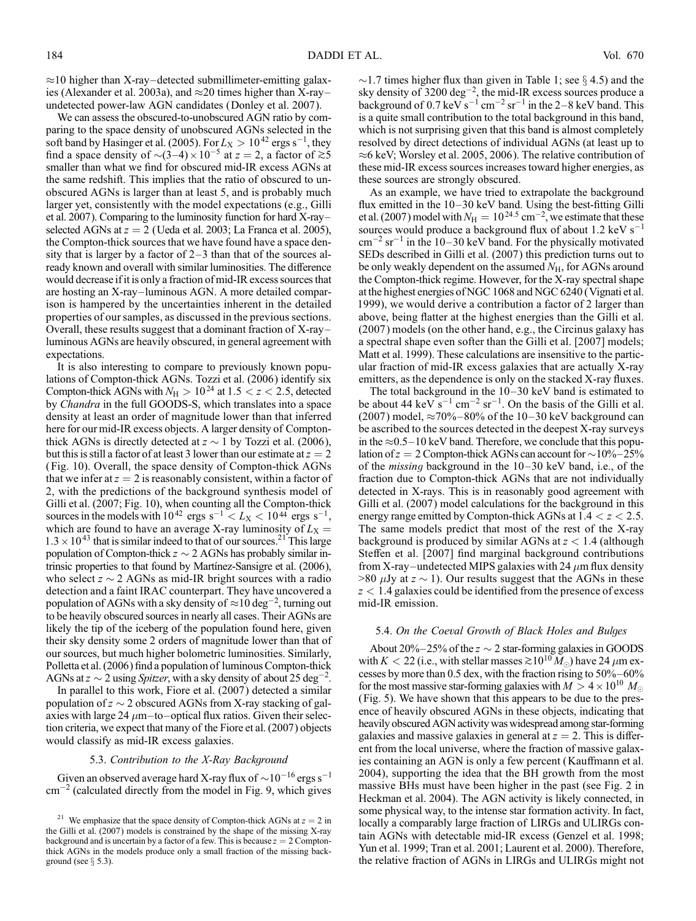$\approx$10 higher than X-ray–detected submillimeter-emitting galaxies (Alexander et al. 2003a), and $\approx$20 times higher than X-ray–undetected power-law AGN candidates (Donley et al. 2007).

We can assess the obscured-to-unobscured AGN ratio by comparing to the space density of unobscured AGNs selected in the soft band by Hasinger et al. (2005). For $L_X > 10^{42}$ ergs s$^{-1}$, they find a space density of $\sim(3–4)\times10^{-5}$ at $z = 2$, a factor of $\gtrsim$5 smaller than what we find for obscured mid-IR excess AGNs at the same redshift. This implies that the ratio of obscured to unobscured AGNs is larger than at least 5, and is probably much larger yet, consistently with the model expectations (e.g., Gilli et al. 2007). Comparing to the luminosity function for hard X-ray–selected AGNs at $z = 2$ (Ueda et al. 2003; La Franca et al. 2005), the Compton-thick sources that we have found have a space density that is larger by a factor of 2–3 than that of the sources already known and overall with similar luminosities. The difference would decrease if it is only a fraction of mid-IR excess sources that are hosting an X-ray–luminous AGN. A more detailed comparison is hampered by the uncertainties inherent in the detailed properties of our samples, as discussed in the previous sections. Overall, these results suggest that a dominant fraction of X-ray–luminous AGNs are heavily obscured, in general agreement with expectations.

It is also interesting to compare to previously known populations of Compton-thick AGNs. Tozzi et al. (2006) identify six Compton-thick AGNs with $N_H > 10^{24}$ at $1.5 < z < 2.5$, detected by *Chandra* in the full GOODS-S, which translates into a space density at least an order of magnitude lower than that inferred here for our mid-IR excess objects. A larger density of Compton-thick AGNs is directly detected at $z \sim 1$ by Tozzi et al. (2006), but this is still a factor of at least 3 lower than our estimate at $z = 2$ (Fig. 10). Overall, the space density of Compton-thick AGNs that we infer at $z = 2$ is reasonably consistent, within a factor of 2, with the predictions of the background synthesis model of Gilli et al. (2007; Fig. 10), when counting all the Compton-thick sources in the models with $10^{42}$ ergs s$^{-1}$ $< L_X < 10^{44}$ ergs s$^{-1}$, which are found to have an average X-ray luminosity of $L_X = 1.3\times10^{43}$ that is similar indeed to that of our sources.[21] This large population of Compton-thick $z \sim 2$ AGNs has probably similar intrinsic properties to that found by Martínez-Sansigre et al. (2006), who select $z \sim 2$ AGNs as mid-IR bright sources with a radio detection and a faint IRAC counterpart. They have uncovered a population of AGNs with a sky density of $\approx$10 deg$^{-2}$, turning out to be heavily obscured sources in nearly all cases. Their AGNs are likely the tip of the iceberg of the population found here, given their sky density some 2 orders of magnitude lower than that of our sources, but much higher bolometric luminosities. Similarly, Polletta et al. (2006) find a population of luminous Compton-thick AGNs at $z \sim 2$ using *Spitzer*, with a sky density of about 25 deg$^{-2}$.

In parallel to this work, Fiore et al. (2007) detected a similar population of $z \sim 2$ obscured AGNs from X-ray stacking of galaxies with large 24 $\mu$m–to–optical flux ratios. Given their selection criteria, we expect that many of the Fiore et al. (2007) objects would classify as mid-IR excess galaxies.

### 5.3. *Contribution to the X-Ray Background*

Given an observed average hard X-ray flux of $\sim10^{-16}$ ergs s$^{-1}$ cm$^{-2}$ (calculated directly from the model in Fig. 9, which gives $\sim$1.7 times higher flux than given in Table 1; see § 4.5) and the sky density of 3200 deg$^{-2}$, the mid-IR excess sources produce a background of 0.7 keV s$^{-1}$ cm$^{-2}$ sr$^{-1}$ in the 2–8 keV band. This is a quite small contribution to the total background in this band, which is not surprising given that this band is almost completely resolved by direct detections of individual AGNs (at least up to $\approx$6 keV; Worsley et al. 2005, 2006). The relative contribution of these mid-IR excess sources increases toward higher energies, as these sources are strongly obscured.

As an example, we have tried to extrapolate the background flux emitted in the 10–30 keV band. Using the best-fitting Gilli et al. (2007) model with $N_H = 10^{24.5}$ cm$^{-2}$, we estimate that these sources would produce a background flux of about 1.2 keV s$^{-1}$ cm$^{-2}$ sr$^{-1}$ in the 10–30 keV band. For the physically motivated SEDs described in Gilli et al. (2007) this prediction turns out to be only weakly dependent on the assumed $N_H$, for AGNs around the Compton-thick regime. However, for the X-ray spectral shape at the highest energies of NGC 1068 and NGC 6240 (Vignati et al. 1999), we would derive a contribution a factor of 2 larger than above, being flatter at the highest energies than the Gilli et al. (2007) models (on the other hand, e.g., the Circinus galaxy has a spectral shape even softer than the Gilli et al. [2007] models; Matt et al. 1999). These calculations are insensitive to the particular fraction of mid-IR excess galaxies that are actually X-ray emitters, as the dependence is only on the stacked X-ray fluxes.

The total background in the 10–30 keV band is estimated to be about 44 keV s$^{-1}$ cm$^{-2}$ sr$^{-1}$. On the basis of the Gilli et al. (2007) model, $\approx$70%–80% of the 10–30 keV background can be ascribed to the sources detected in the deepest X-ray surveys in the $\approx$0.5–10 keV band. Therefore, we conclude that this population of $z = 2$ Compton-thick AGNs can account for $\sim$10%–25% of the *missing* background in the 10–30 keV band, i.e., of the fraction due to Compton-thick AGNs that are not individually detected in X-rays. This is in reasonably good agreement with Gilli et al. (2007) model calculations for the background in this energy range emitted by Compton-thick AGNs at $1.4 < z < 2.5$. The same models predict that most of the rest of the X-ray background is produced by similar AGNs at $z < 1.4$ (although Steffen et al. [2007] find marginal background contributions from X-ray–undetected MIPS galaxies with 24 $\mu$m flux density >80 $\mu$Jy at $z \sim 1$). Our results suggest that the AGNs in these $z < 1.4$ galaxies could be identified from the presence of excess mid-IR emission.

### 5.4. *On the Coeval Growth of Black Holes and Bulges*

About 20%–25% of the $z \sim 2$ star-forming galaxies in GOODS with $K < 22$ (i.e., with stellar masses $\gtrsim10^{10} M_\odot$) have 24 $\mu$m excesses by more than 0.5 dex, with the fraction rising to 50%–60% for the most massive star-forming galaxies with $M > 4\times10^{10}$ $M_\odot$ (Fig. 5). We have shown that this appears to be due to the presence of heavily obscured AGNs in these objects, indicating that heavily obscured AGN activity was widespread among star-forming galaxies and massive galaxies in general at $z = 2$. This is different from the local universe, where the fraction of massive galaxies containing an AGN is only a few percent (Kauffmann et al. 2004), supporting the idea that the BH growth from the most massive BHs must have been higher in the past (see Fig. 2 in Heckman et al. 2004). The AGN activity is likely connected, in some physical way, to the intense star formation activity. In fact, locally a comparably large fraction of LIRGs and ULIRGs contain AGNs with detectable mid-IR excess (Genzel et al. 1998; Yun et al. 1999; Tran et al. 2001; Laurent et al. 2000). Therefore, the relative fraction of AGNs in LIRGs and ULIRGs might not

[21] We emphasize that the space density of Compton-thick AGNs at $z = 2$ in the Gilli et al. (2007) models is constrained by the shape of the missing X-ray background and is uncertain by a factor of a few. This is because $z = 2$ Compton-thick AGNs in the models produce only a small fraction of the missing background (see § 5.3).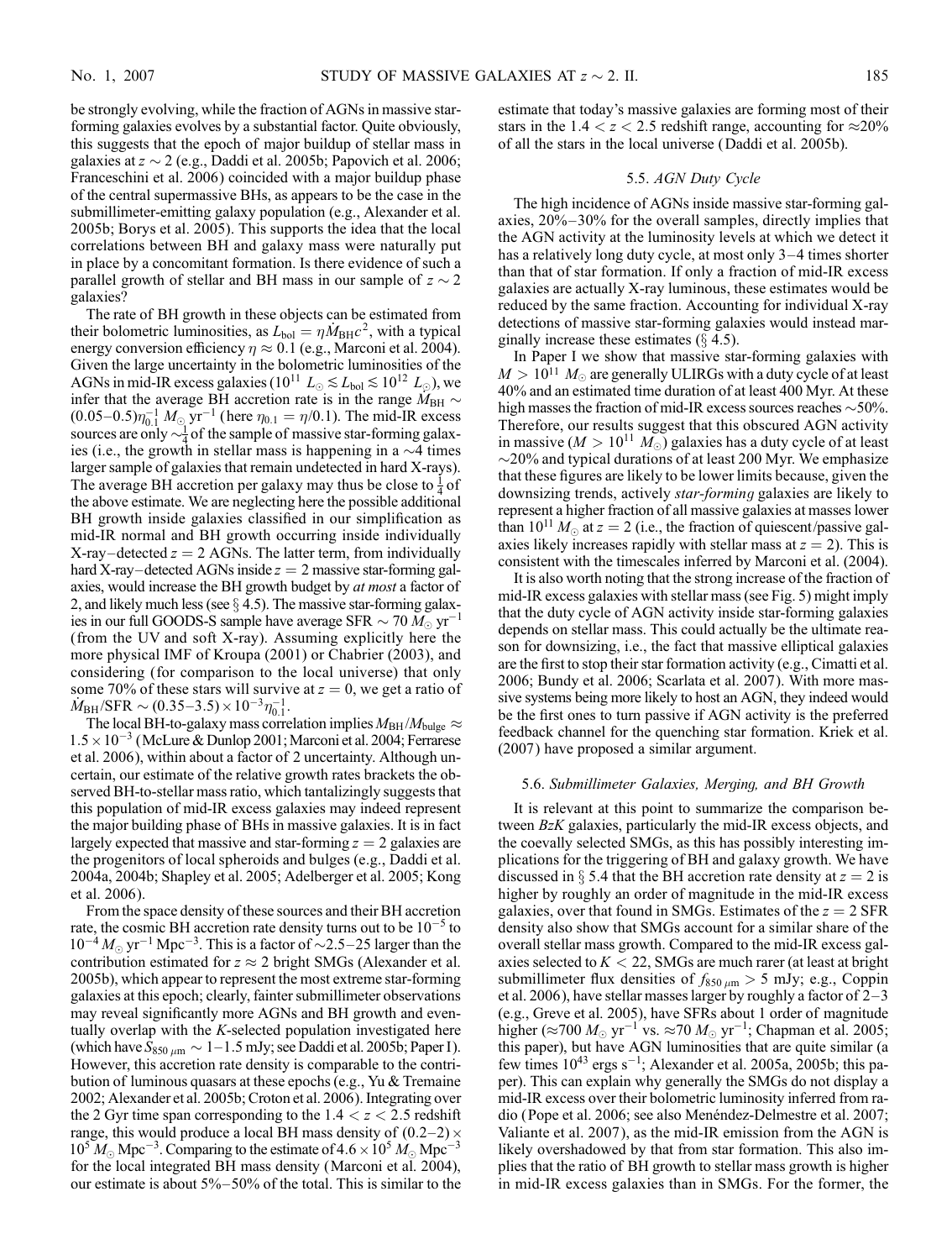be strongly evolving, while the fraction of AGNs in massive star-forming galaxies evolves by a substantial factor. Quite obviously, this suggests that the epoch of major buildup of stellar mass in galaxies at $z \sim 2$ (e.g., Daddi et al. 2005b; Papovich et al. 2006; Franceschini et al. 2006) coincided with a major buildup phase of the central supermassive BHs, as appears to be the case in the submillimeter-emitting galaxy population (e.g., Alexander et al. 2005b; Borys et al. 2005). This supports the idea that the local correlations between BH and galaxy mass were naturally put in place by a concomitant formation. Is there evidence of such a parallel growth of stellar and BH mass in our sample of $z \sim 2$ galaxies?

The rate of BH growth in these objects can be estimated from their bolometric luminosities, as $L_{\rm bol} = \eta \dot{M}_{\rm BH} c^2$, with a typical energy conversion efficiency $\eta \approx 0.1$ (e.g., Marconi et al. 2004). Given the large uncertainty in the bolometric luminosities of the AGNs in mid-IR excess galaxies ($10^{11}\ L_\odot \lesssim L_{\rm bol} \lesssim 10^{12}\ L_\odot$), we infer that the average BH accretion rate is in the range $\dot{M}_{\rm BH} \sim (0.05\text{–}0.5)\eta_{0.1}^{-1}\ M_\odot\ {\rm yr}^{-1}$ (here $\eta_{0.1} = \eta/0.1$). The mid-IR excess sources are only $\sim\frac{1}{4}$ of the sample of massive star-forming galaxies (i.e., the growth in stellar mass is happening in a $\sim$4 times larger sample of galaxies that remain undetected in hard X-rays). The average BH accretion per galaxy may thus be close to $\frac{1}{4}$ of the above estimate. We are neglecting here the possible additional BH growth inside galaxies classified in our simplification as mid-IR normal and BH growth occurring inside individually X-ray–detected $z = 2$ AGNs. The latter term, from individually hard X-ray–detected AGNs inside $z = 2$ massive star-forming galaxies, would increase the BH growth budget by *at most* a factor of 2, and likely much less (see § 4.5). The massive star-forming galaxies in our full GOODS-S sample have average SFR $\sim 70\ M_\odot\ {\rm yr}^{-1}$ (from the UV and soft X-ray). Assuming explicitly here the more physical IMF of Kroupa (2001) or Chabrier (2003), and considering (for comparison to the local universe) that only some 70% of these stars will survive at $z = 0$, we get a ratio of $\dot{M}_{\rm BH}/{\rm SFR} \sim (0.35\text{–}3.5) \times 10^{-3}\eta_{0.1}^{-1}$.

The local BH-to-galaxy mass correlation implies $M_{\rm BH}/M_{\rm bulge} \approx 1.5 \times 10^{-3}$ (McLure & Dunlop 2001; Marconi et al. 2004; Ferrarese et al. 2006), within about a factor of 2 uncertainty. Although uncertain, our estimate of the relative growth rates brackets the observed BH-to-stellar mass ratio, which tantalizingly suggests that this population of mid-IR excess galaxies may indeed represent the major building phase of BHs in massive galaxies. It is in fact largely expected that massive and star-forming $z = 2$ galaxies are the progenitors of local spheroids and bulges (e.g., Daddi et al. 2004a, 2004b; Shapley et al. 2005; Adelberger et al. 2005; Kong et al. 2006).

From the space density of these sources and their BH accretion rate, the cosmic BH accretion rate density turns out to be $10^{-5}$ to $10^{-4}\ M_\odot\ {\rm yr}^{-1}\ {\rm Mpc}^{-3}$. This is a factor of $\sim$2.5–25 larger than the contribution estimated for $z \approx 2$ bright SMGs (Alexander et al. 2005b), which appear to represent the most extreme star-forming galaxies at this epoch; clearly, fainter submillimeter observations may reveal significantly more AGNs and BH growth and eventually overlap with the *K*-selected population investigated here (which have $S_{850\ \mu{\rm m}} \sim 1\text{–}1.5$ mJy; see Daddi et al. 2005b; Paper I). However, this accretion rate density is comparable to the contribution of luminous quasars at these epochs (e.g., Yu & Tremaine 2002; Alexander et al. 2005b; Croton et al. 2006). Integrating over the 2 Gyr time span corresponding to the $1.4 < z < 2.5$ redshift range, this would produce a local BH mass density of $(0.2\text{–}2) \times 10^5\ M_\odot\ {\rm Mpc}^{-3}$. Comparing to the estimate of $4.6 \times 10^5\ M_\odot\ {\rm Mpc}^{-3}$ for the local integrated BH mass density (Marconi et al. 2004), our estimate is about 5%–50% of the total. This is similar to the estimate that today's massive galaxies are forming most of their stars in the $1.4 < z < 2.5$ redshift range, accounting for $\approx$20% of all the stars in the local universe (Daddi et al. 2005b).

### 5.5. *AGN Duty Cycle*

The high incidence of AGNs inside massive star-forming galaxies, 20%–30% for the overall samples, directly implies that the AGN activity at the luminosity levels at which we detect it has a relatively long duty cycle, at most only 3–4 times shorter than that of star formation. If only a fraction of mid-IR excess galaxies are actually X-ray luminous, these estimates would be reduced by the same fraction. Accounting for individual X-ray detections of massive star-forming galaxies would instead marginally increase these estimates (§ 4.5).

In Paper I we show that massive star-forming galaxies with $M > 10^{11}\ M_\odot$ are generally ULIRGs with a duty cycle of at least 40% and an estimated time duration of at least 400 Myr. At these high masses the fraction of mid-IR excess sources reaches $\sim$50%. Therefore, our results suggest that this obscured AGN activity in massive ($M > 10^{11}\ M_\odot$) galaxies has a duty cycle of at least $\sim$20% and typical durations of at least 200 Myr. We emphasize that these figures are likely to be lower limits because, given the downsizing trends, actively *star-forming* galaxies are likely to represent a higher fraction of all massive galaxies at masses lower than $10^{11}\ M_\odot$ at $z = 2$ (i.e., the fraction of quiescent/passive galaxies likely increases rapidly with stellar mass at $z = 2$). This is consistent with the timescales inferred by Marconi et al. (2004).

It is also worth noting that the strong increase of the fraction of mid-IR excess galaxies with stellar mass (see Fig. 5) might imply that the duty cycle of AGN activity inside star-forming galaxies depends on stellar mass. This could actually be the ultimate reason for downsizing, i.e., the fact that massive elliptical galaxies are the first to stop their star formation activity (e.g., Cimatti et al. 2006; Bundy et al. 2006; Scarlata et al. 2007). With more massive systems being more likely to host an AGN, they indeed would be the first ones to turn passive if AGN activity is the preferred feedback channel for the quenching star formation. Kriek et al. (2007) have proposed a similar argument.

### 5.6. *Submillimeter Galaxies, Merging, and BH Growth*

It is relevant at this point to summarize the comparison between *BzK* galaxies, particularly the mid-IR excess objects, and the coevally selected SMGs, as this has possibly interesting implications for the triggering of BH and galaxy growth. We have discussed in § 5.4 that the BH accretion rate density at $z = 2$ is higher by roughly an order of magnitude in the mid-IR excess galaxies, over that found in SMGs. Estimates of the $z = 2$ SFR density also show that SMGs account for a similar share of the overall stellar mass growth. Compared to the mid-IR excess galaxies selected to $K < 22$, SMGs are much rarer (at least at bright submillimeter flux densities of $f_{850\ \mu{\rm m}} > 5$ mJy; e.g., Coppin et al. 2006), have stellar masses larger by roughly a factor of 2–3 (e.g., Greve et al. 2005), have SFRs about 1 order of magnitude higher ($\approx 700\ M_\odot\ {\rm yr}^{-1}$ vs. $\approx 70\ M_\odot\ {\rm yr}^{-1}$; Chapman et al. 2005; this paper), but have AGN luminosities that are quite similar (a few times $10^{43}$ ergs s$^{-1}$; Alexander et al. 2005a, 2005b; this paper). This can explain why generally the SMGs do not display a mid-IR excess over their bolometric luminosity inferred from radio (Pope et al. 2006; see also Menéndez-Delmestre et al. 2007; Valiante et al. 2007), as the mid-IR emission from the AGN is likely overshadowed by that from star formation. This also implies that the ratio of BH growth to stellar mass growth is higher in mid-IR excess galaxies than in SMGs. For the former, the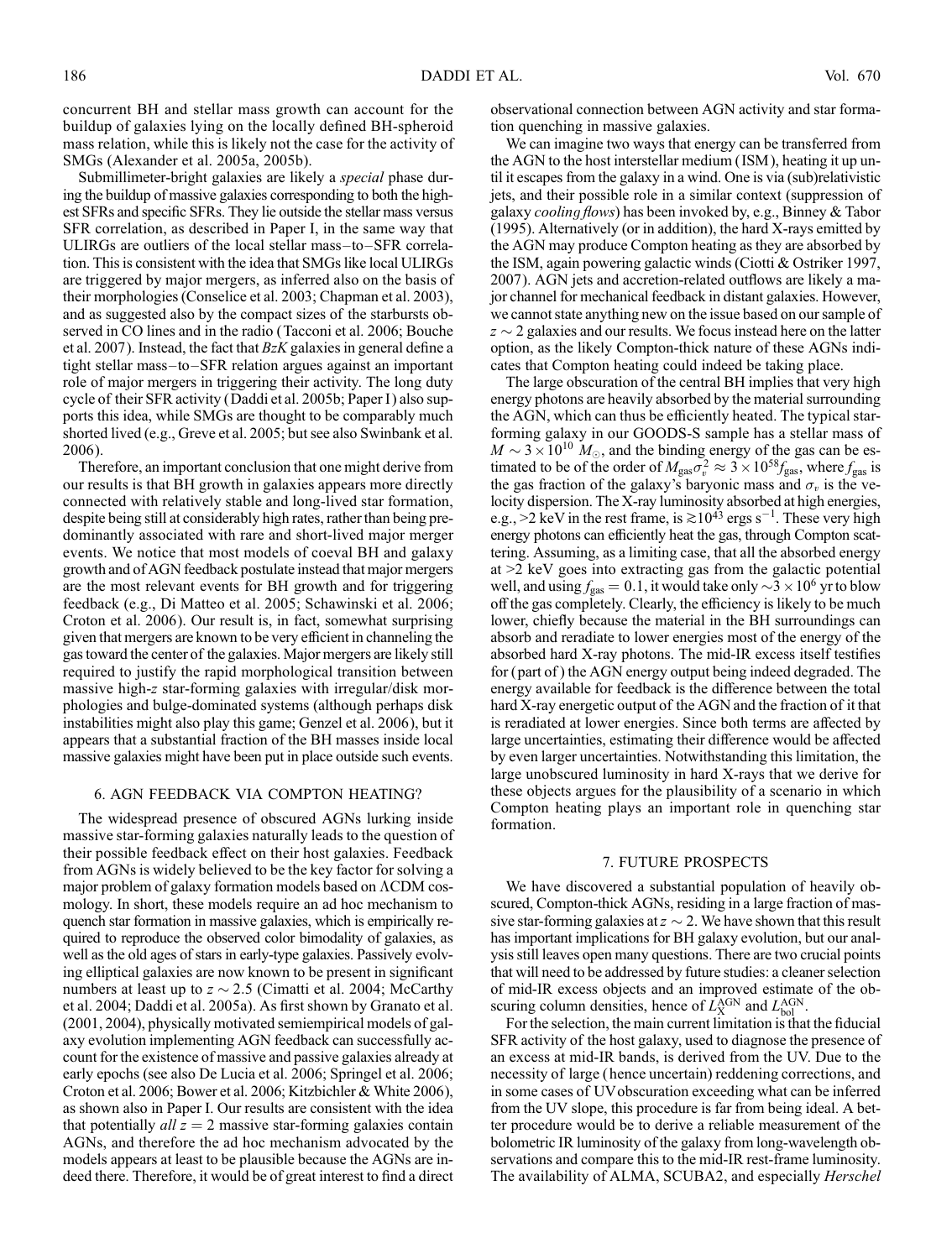concurrent BH and stellar mass growth can account for the buildup of galaxies lying on the locally defined BH-spheroid mass relation, while this is likely not the case for the activity of SMGs (Alexander et al. 2005a, 2005b).

Submillimeter-bright galaxies are likely a *special* phase during the buildup of massive galaxies corresponding to both the highest SFRs and specific SFRs. They lie outside the stellar mass versus SFR correlation, as described in Paper I, in the same way that ULIRGs are outliers of the local stellar mass–to–SFR correlation. This is consistent with the idea that SMGs like local ULIRGs are triggered by major mergers, as inferred also on the basis of their morphologies (Conselice et al. 2003; Chapman et al. 2003), and as suggested also by the compact sizes of the starbursts observed in CO lines and in the radio (Tacconi et al. 2006; Bouche et al. 2007). Instead, the fact that *BzK* galaxies in general define a tight stellar mass–to–SFR relation argues against an important role of major mergers in triggering their activity. The long duty cycle of their SFR activity (Daddi et al. 2005b; Paper I) also supports this idea, while SMGs are thought to be comparably much shorted lived (e.g., Greve et al. 2005; but see also Swinbank et al. 2006).

Therefore, an important conclusion that one might derive from our results is that BH growth in galaxies appears more directly connected with relatively stable and long-lived star formation, despite being still at considerably high rates, rather than being predominantly associated with rare and short-lived major merger events. We notice that most models of coeval BH and galaxy growth and of AGN feedback postulate instead that major mergers are the most relevant events for BH growth and for triggering feedback (e.g., Di Matteo et al. 2005; Schawinski et al. 2006; Croton et al. 2006). Our result is, in fact, somewhat surprising given that mergers are known to be very efficient in channeling the gas toward the center of the galaxies. Major mergers are likely still required to justify the rapid morphological transition between massive high-$z$ star-forming galaxies with irregular/disk morphologies and bulge-dominated systems (although perhaps disk instabilities might also play this game; Genzel et al. 2006), but it appears that a substantial fraction of the BH masses inside local massive galaxies might have been put in place outside such events.

## 6. AGN FEEDBACK VIA COMPTON HEATING?

The widespread presence of obscured AGNs lurking inside massive star-forming galaxies naturally leads to the question of their possible feedback effect on their host galaxies. Feedback from AGNs is widely believed to be the key factor for solving a major problem of galaxy formation models based on ΛCDM cosmology. In short, these models require an ad hoc mechanism to quench star formation in massive galaxies, which is empirically required to reproduce the observed color bimodality of galaxies, as well as the old ages of stars in early-type galaxies. Passively evolving elliptical galaxies are now known to be present in significant numbers at least up to $z \sim 2.5$ (Cimatti et al. 2004; McCarthy et al. 2004; Daddi et al. 2005a). As first shown by Granato et al. (2001, 2004), physically motivated semiempirical models of galaxy evolution implementing AGN feedback can successfully account for the existence of massive and passive galaxies already at early epochs (see also De Lucia et al. 2006; Springel et al. 2006; Croton et al. 2006; Bower et al. 2006; Kitzbichler & White 2006), as shown also in Paper I. Our results are consistent with the idea that potentially *all* $z = 2$ massive star-forming galaxies contain AGNs, and therefore the ad hoc mechanism advocated by the models appears at least to be plausible because the AGNs are indeed there. Therefore, it would be of great interest to find a direct observational connection between AGN activity and star formation quenching in massive galaxies.

We can imagine two ways that energy can be transferred from the AGN to the host interstellar medium (ISM), heating it up until it escapes from the galaxy in a wind. One is via (sub)relativistic jets, and their possible role in a similar context (suppression of galaxy *cooling flows*) has been invoked by, e.g., Binney & Tabor (1995). Alternatively (or in addition), the hard X-rays emitted by the AGN may produce Compton heating as they are absorbed by the ISM, again powering galactic winds (Ciotti & Ostriker 1997, 2007). AGN jets and accretion-related outflows are likely a major channel for mechanical feedback in distant galaxies. However, we cannot state anything new on the issue based on our sample of $z \sim 2$ galaxies and our results. We focus instead here on the latter option, as the likely Compton-thick nature of these AGNs indicates that Compton heating could indeed be taking place.

The large obscuration of the central BH implies that very high energy photons are heavily absorbed by the material surrounding the AGN, which can thus be efficiently heated. The typical star-forming galaxy in our GOODS-S sample has a stellar mass of $M \sim 3 \times 10^{10}\ M_{\odot}$, and the binding energy of the gas can be estimated to be of the order of $M_{\rm gas}\sigma_v^2 \approx 3 \times 10^{58} f_{\rm gas}$, where $f_{\rm gas}$ is the gas fraction of the galaxy's baryonic mass and $\sigma_v$ is the velocity dispersion. The X-ray luminosity absorbed at high energies, e.g., >2 keV in the rest frame, is $\gtrsim 10^{43}$ ergs s$^{-1}$. These very high energy photons can efficiently heat the gas, through Compton scattering. Assuming, as a limiting case, that all the absorbed energy at >2 keV goes into extracting gas from the galactic potential well, and using $f_{\rm gas} = 0.1$, it would take only $\sim 3 \times 10^6$ yr to blow off the gas completely. Clearly, the efficiency is likely to be much lower, chiefly because the material in the BH surroundings can absorb and reradiate to lower energies most of the energy of the absorbed hard X-ray photons. The mid-IR excess itself testifies for (part of) the AGN energy output being indeed degraded. The energy available for feedback is the difference between the total hard X-ray energetic output of the AGN and the fraction of it that is reradiated at lower energies. Since both terms are affected by large uncertainties, estimating their difference would be affected by even larger uncertainties. Notwithstanding this limitation, the large unobscured luminosity in hard X-rays that we derive for these objects argues for the plausibility of a scenario in which Compton heating plays an important role in quenching star formation.

## 7. FUTURE PROSPECTS

We have discovered a substantial population of heavily obscured, Compton-thick AGNs, residing in a large fraction of massive star-forming galaxies at $z \sim 2$. We have shown that this result has important implications for BH galaxy evolution, but our analysis still leaves open many questions. There are two crucial points that will need to be addressed by future studies: a cleaner selection of mid-IR excess objects and an improved estimate of the obscuring column densities, hence of $L_{\rm X}^{\rm AGN}$ and $L_{\rm bol}^{\rm AGN}$.

For the selection, the main current limitation is that the fiducial SFR activity of the host galaxy, used to diagnose the presence of an excess at mid-IR bands, is derived from the UV. Due to the necessity of large (hence uncertain) reddening corrections, and in some cases of UV obscuration exceeding what can be inferred from the UV slope, this procedure is far from being ideal. A better procedure would be to derive a reliable measurement of the bolometric IR luminosity of the galaxy from long-wavelength observations and compare this to the mid-IR rest-frame luminosity. The availability of ALMA, SCUBA2, and especially *Herschel*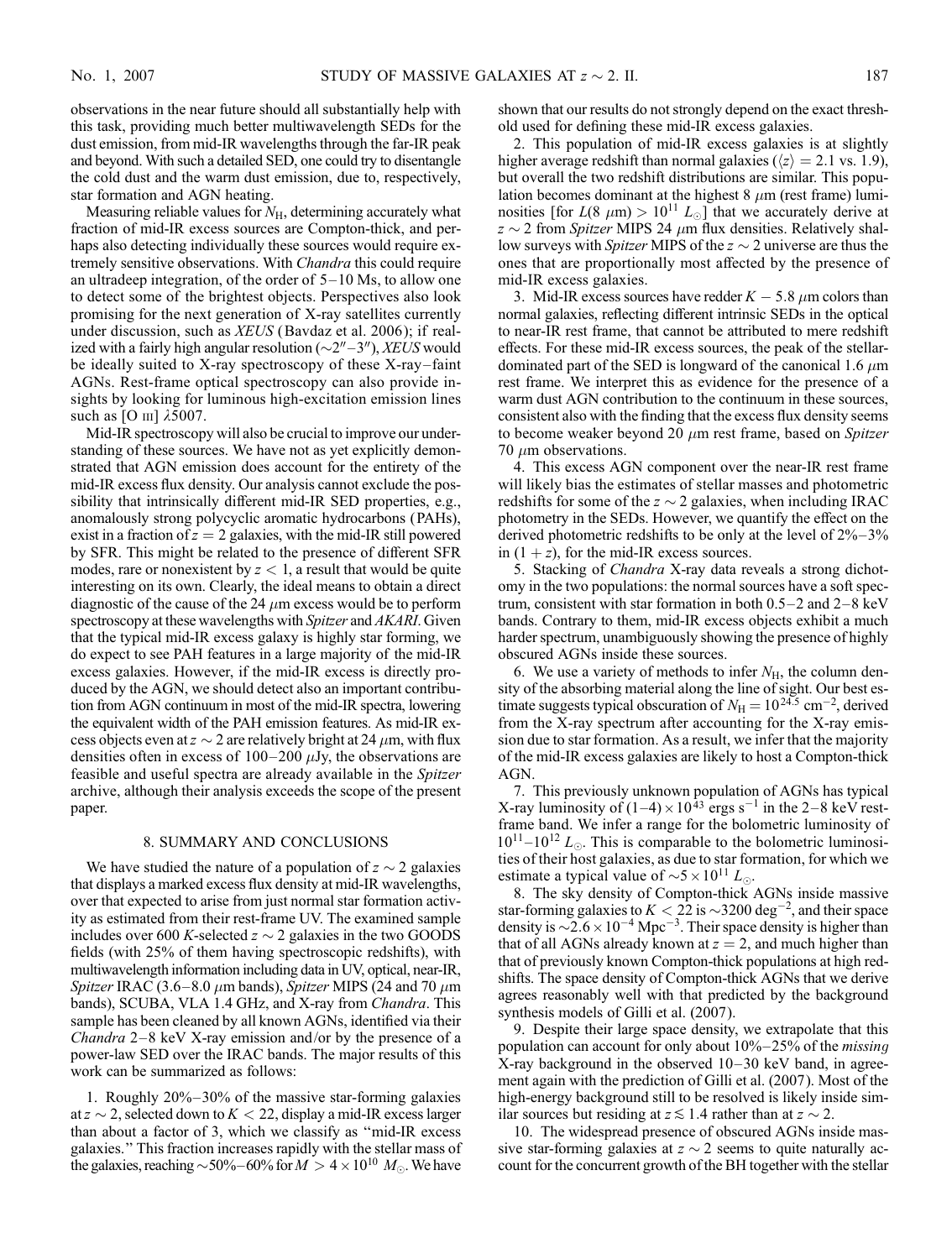observations in the near future should all substantially help with this task, providing much better multiwavelength SEDs for the dust emission, from mid-IR wavelengths through the far-IR peak and beyond. With such a detailed SED, one could try to disentangle the cold dust and the warm dust emission, due to, respectively, star formation and AGN heating.

Measuring reliable values for $N_H$, determining accurately what fraction of mid-IR excess sources are Compton-thick, and perhaps also detecting individually these sources would require extremely sensitive observations. With *Chandra* this could require an ultradeep integration, of the order of 5–10 Ms, to allow one to detect some of the brightest objects. Perspectives also look promising for the next generation of X-ray satellites currently under discussion, such as *XEUS* (Bavdaz et al. 2006); if realized with a fairly high angular resolution ($\sim2''$–$3''$), *XEUS* would be ideally suited to X-ray spectroscopy of these X-ray–faint AGNs. Rest-frame optical spectroscopy can also provide insights by looking for luminous high-excitation emission lines such as [O III] $\lambda5007$.

Mid-IR spectroscopy will also be crucial to improve our understanding of these sources. We have not as yet explicitly demonstrated that AGN emission does account for the entirety of the mid-IR excess flux density. Our analysis cannot exclude the possibility that intrinsically different mid-IR SED properties, e.g., anomalously strong polycyclic aromatic hydrocarbons (PAHs), exist in a fraction of $z = 2$ galaxies, with the mid-IR still powered by SFR. This might be related to the presence of different SFR modes, rare or nonexistent by $z < 1$, a result that would be quite interesting on its own. Clearly, the ideal means to obtain a direct diagnostic of the cause of the 24 $\mu$m excess would be to perform spectroscopy at these wavelengths with *Spitzer* and *AKARI*. Given that the typical mid-IR excess galaxy is highly star forming, we do expect to see PAH features in a large majority of the mid-IR excess galaxies. However, if the mid-IR excess is directly produced by the AGN, we should detect also an important contribution from AGN continuum in most of the mid-IR spectra, lowering the equivalent width of the PAH emission features. As mid-IR excess objects even at $z \sim 2$ are relatively bright at 24 $\mu$m, with flux densities often in excess of 100–200 $\mu$Jy, the observations are feasible and useful spectra are already available in the *Spitzer* archive, although their analysis exceeds the scope of the present paper.

## 8. SUMMARY AND CONCLUSIONS

We have studied the nature of a population of $z \sim 2$ galaxies that displays a marked excess flux density at mid-IR wavelengths, over that expected to arise from just normal star formation activity as estimated from their rest-frame UV. The examined sample includes over 600 *K*-selected $z \sim 2$ galaxies in the two GOODS fields (with 25% of them having spectroscopic redshifts), with multiwavelength information including data in UV, optical, near-IR, *Spitzer* IRAC (3.6–8.0 $\mu$m bands), *Spitzer* MIPS (24 and 70 $\mu$m bands), SCUBA, VLA 1.4 GHz, and X-ray from *Chandra*. This sample has been cleaned by all known AGNs, identified via their *Chandra* 2–8 keV X-ray emission and/or by the presence of a power-law SED over the IRAC bands. The major results of this work can be summarized as follows:

1. Roughly 20%–30% of the massive star-forming galaxies at $z \sim 2$, selected down to $K < 22$, display a mid-IR excess larger than about a factor of 3, which we classify as "mid-IR excess galaxies." This fraction increases rapidly with the stellar mass of the galaxies, reaching ~50%–60% for $M > 4 \times 10^{10}$ $M_{\odot}$. We have shown that our results do not strongly depend on the exact threshold used for defining these mid-IR excess galaxies.

2. This population of mid-IR excess galaxies is at slightly higher average redshift than normal galaxies ($\langle z \rangle = 2.1$ vs. 1.9), but overall the two redshift distributions are similar. This population becomes dominant at the highest 8 $\mu$m (rest frame) luminosities [for $L(8\ \mu\text{m}) > 10^{11}$ $L_{\odot}$] that we accurately derive at $z \sim 2$ from *Spitzer* MIPS 24 $\mu$m flux densities. Relatively shallow surveys with *Spitzer* MIPS of the $z \sim 2$ universe are thus the ones that are proportionally most affected by the presence of mid-IR excess galaxies.

3. Mid-IR excess sources have redder $K - 5.8$ $\mu$m colors than normal galaxies, reflecting different intrinsic SEDs in the optical to near-IR rest frame, that cannot be attributed to mere redshift effects. For these mid-IR excess sources, the peak of the stellar-dominated part of the SED is longward of the canonical 1.6 $\mu$m rest frame. We interpret this as evidence for the presence of a warm dust AGN contribution to the continuum in these sources, consistent also with the finding that the excess flux density seems to become weaker beyond 20 $\mu$m rest frame, based on *Spitzer* 70 $\mu$m observations.

4. This excess AGN component over the near-IR rest frame will likely bias the estimates of stellar masses and photometric redshifts for some of the $z \sim 2$ galaxies, when including IRAC photometry in the SEDs. However, we quantify the effect on the derived photometric redshifts to be only at the level of 2%–3% in $(1 + z)$, for the mid-IR excess sources.

5. Stacking of *Chandra* X-ray data reveals a strong dichotomy in the two populations: the normal sources have a soft spectrum, consistent with star formation in both 0.5–2 and 2–8 keV bands. Contrary to them, mid-IR excess objects exhibit a much harder spectrum, unambiguously showing the presence of highly obscured AGNs inside these sources.

6. We use a variety of methods to infer $N_H$, the column density of the absorbing material along the line of sight. Our best estimate suggests typical obscuration of $N_H = 10^{24.5}$ cm$^{-2}$, derived from the X-ray spectrum after accounting for the X-ray emission due to star formation. As a result, we infer that the majority of the mid-IR excess galaxies are likely to host a Compton-thick AGN.

7. This previously unknown population of AGNs has typical X-ray luminosity of $(1–4) \times 10^{43}$ ergs s$^{-1}$ in the 2–8 keV rest-frame band. We infer a range for the bolometric luminosity of $10^{11}$–$10^{12}$ $L_{\odot}$. This is comparable to the bolometric luminosities of their host galaxies, as due to star formation, for which we estimate a typical value of $\sim5 \times 10^{11}$ $L_{\odot}$.

8. The sky density of Compton-thick AGNs inside massive star-forming galaxies to $K < 22$ is ~3200 deg$^{-2}$, and their space density is $\sim2.6 \times 10^{-4}$ Mpc$^{-3}$. Their space density is higher than that of all AGNs already known at $z = 2$, and much higher than that of previously known Compton-thick populations at high redshifts. The space density of Compton-thick AGNs that we derive agrees reasonably well with that predicted by the background synthesis models of Gilli et al. (2007).

9. Despite their large space density, we extrapolate that this population can account for only about 10%–25% of the *missing* X-ray background in the observed 10–30 keV band, in agreement again with the prediction of Gilli et al. (2007). Most of the high-energy background still to be resolved is likely inside similar sources but residing at $z \lesssim 1.4$ rather than at $z \sim 2$.

10. The widespread presence of obscured AGNs inside massive star-forming galaxies at $z \sim 2$ seems to quite naturally account for the concurrent growth of the BH together with the stellar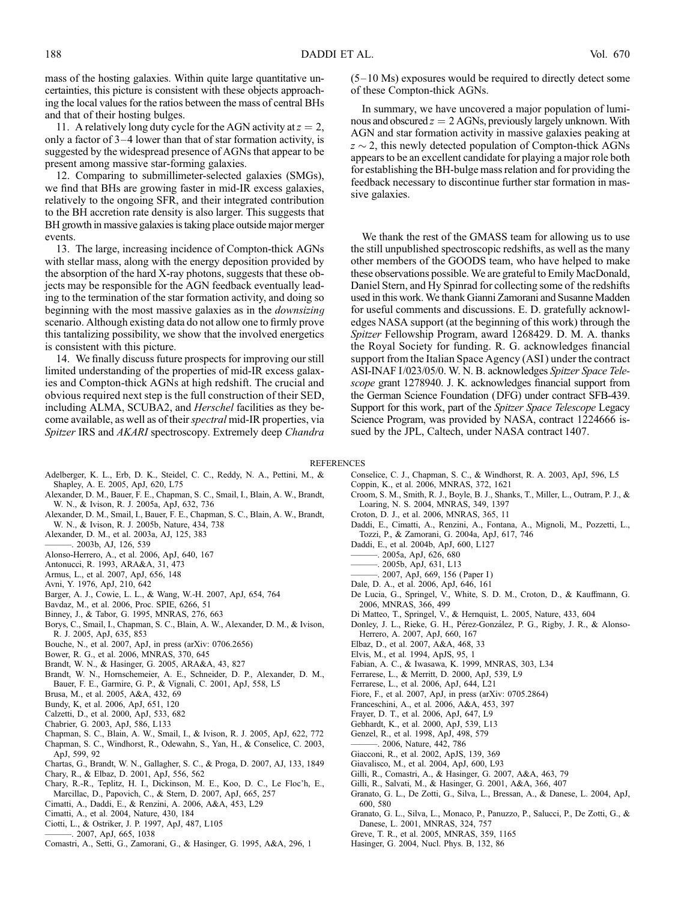mass of the hosting galaxies. Within quite large quantitative uncertainties, this picture is consistent with these objects approaching the local values for the ratios between the mass of central BHs and that of their hosting bulges.

11. A relatively long duty cycle for the AGN activity at $z = 2$, only a factor of 3–4 lower than that of star formation activity, is suggested by the widespread presence of AGNs that appear to be present among massive star-forming galaxies.

12. Comparing to submillimeter-selected galaxies (SMGs), we find that BHs are growing faster in mid-IR excess galaxies, relatively to the ongoing SFR, and their integrated contribution to the BH accretion rate density is also larger. This suggests that BH growth in massive galaxies is taking place outside major merger events.

13. The large, increasing incidence of Compton-thick AGNs with stellar mass, along with the energy deposition provided by the absorption of the hard X-ray photons, suggests that these objects may be responsible for the AGN feedback eventually leading to the termination of the star formation activity, and doing so beginning with the most massive galaxies as in the *downsizing* scenario. Although existing data do not allow one to firmly prove this tantalizing possibility, we show that the involved energetics is consistent with this picture.

14. We finally discuss future prospects for improving our still limited understanding of the properties of mid-IR excess galaxies and Compton-thick AGNs at high redshift. The crucial and obvious required next step is the full construction of their SED, including ALMA, SCUBA2, and *Herschel* facilities as they become available, as well as of their *spectral* mid-IR properties, via *Spitzer* IRS and *AKARI* spectroscopy. Extremely deep *Chandra* (5–10 Ms) exposures would be required to directly detect some of these Compton-thick AGNs.

In summary, we have uncovered a major population of luminous and obscured $z = 2$ AGNs, previously largely unknown. With AGN and star formation activity in massive galaxies peaking at $z \sim 2$, this newly detected population of Compton-thick AGNs appears to be an excellent candidate for playing a major role both for establishing the BH-bulge mass relation and for providing the feedback necessary to discontinue further star formation in massive galaxies.

We thank the rest of the GMASS team for allowing us to use the still unpublished spectroscopic redshifts, as well as the many other members of the GOODS team, who have helped to make these observations possible. We are grateful to Emily MacDonald, Daniel Stern, and Hy Spinrad for collecting some of the redshifts used in this work. We thank Gianni Zamorani and Susanne Madden for useful comments and discussions. E. D. gratefully acknowledges NASA support (at the beginning of this work) through the *Spitzer* Fellowship Program, award 1268429. D. M. A. thanks the Royal Society for funding. R. G. acknowledges financial support from the Italian Space Agency (ASI) under the contract ASI-INAF I/023/05/0. W. N. B. acknowledges *Spitzer Space Telescope* grant 1278940. J. K. acknowledges financial support from the German Science Foundation (DFG) under contract SFB-439. Support for this work, part of the *Spitzer Space Telescope* Legacy Science Program, was provided by NASA, contract 1224666 issued by the JPL, Caltech, under NASA contract 1407.

## REFERENCES

Adelberger, K. L., Erb, D. K., Steidel, C. C., Reddy, N. A., Pettini, M., & Shapley, A. E. 2005, ApJ, 620, L75
Alexander, D. M., Bauer, F. E., Chapman, S. C., Smail, I., Blain, A. W., Brandt, W. N., & Ivison, R. J. 2005a, ApJ, 632, 736
Alexander, D. M., Smail, I., Bauer, F. E., Chapman, S. C., Blain, A. W., Brandt, W. N., & Ivison, R. J. 2005b, Nature, 434, 738
Alexander, D. M., et al. 2003a, AJ, 125, 383
———. 2003b, AJ, 126, 539
Alonso-Herrero, A., et al. 2006, ApJ, 640, 167
Antonucci, R. 1993, ARA&A, 31, 473
Armus, L., et al. 2007, ApJ, 656, 148
Avni, Y. 1976, ApJ, 210, 642
Barger, A. J., Cowie, L. L., & Wang, W.-H. 2007, ApJ, 654, 764
Bavdaz, M., et al. 2006, Proc. SPIE, 6266, 51
Binney, J., & Tabor, G. 1995, MNRAS, 276, 663
Borys, C., Smail, I., Chapman, S. C., Blain, A. W., Alexander, D. M., & Ivison, R. J. 2005, ApJ, 635, 853
Bouche, N., et al. 2007, ApJ, in press (arXiv: 0706.2656)
Bower, R. G., et al. 2006, MNRAS, 370, 645
Brandt, W. N., & Hasinger, G. 2005, ARA&A, 43, 827
Brandt, W. N., Hornschemeier, A. E., Schneider, D. P., Alexander, D. M., Bauer, F. E., Garmire, G. P., & Vignali, C. 2001, ApJ, 558, L5
Brusa, M., et al. 2005, A&A, 432, 69
Bundy, K, et al. 2006, ApJ, 651, 120
Calzetti, D., et al. 2000, ApJ, 533, 682
Chabrier, G. 2003, ApJ, 586, L133
Chapman, S. C., Blain, A. W., Smail, I., & Ivison, R. J. 2005, ApJ, 622, 772
Chapman, S. C., Windhorst, R., Odewahn, S., Yan, H., & Conselice, C. 2003, ApJ, 599, 92
Chartas, G., Brandt, W. N., Gallagher, S. C., & Proga, D. 2007, AJ, 133, 1849
Chary, R., & Elbaz, D. 2001, ApJ, 556, 562
Chary, R.-R., Teplitz, H. I., Dickinson, M. E., Koo, D. C., Le Floc'h, E., Marcillac, D., Papovich, C., & Stern, D. 2007, ApJ, 665, 257
Cimatti, A., Daddi, E., & Renzini, A. 2006, A&A, 453, L29
Cimatti, A., et al. 2004, Nature, 430, 184
Ciotti, L., & Ostriker, J. P. 1997, ApJ, 487, L105
———. 2007, ApJ, 665, 1038
Comastri, A., Setti, G., Zamorani, G., & Hasinger, G. 1995, A&A, 296, 1
Conselice, C. J., Chapman, S. C., & Windhorst, R. A. 2003, ApJ, 596, L5
Coppin, K., et al. 2006, MNRAS, 372, 1621
Croom, S. M., Smith, R. J., Boyle, B. J., Shanks, T., Miller, L., Outram, P. J., & Loaring, N. S. 2004, MNRAS, 349, 1397
Croton, D. J., et al. 2006, MNRAS, 365, 11
Daddi, E., Cimatti, A., Renzini, A., Fontana, A., Mignoli, M., Pozzetti, L., Tozzi, P., & Zamorani, G. 2004a, ApJ, 617, 746
Daddi, E., et al. 2004b, ApJ, 600, L127
———. 2005a, ApJ, 626, 680
———. 2005b, ApJ, 631, L13
———. 2007, ApJ, 669, 156 (Paper I)
Dale, D. A., et al. 2006, ApJ, 646, 161
De Lucia, G., Springel, V., White, S. D. M., Croton, D., & Kauffmann, G. 2006, MNRAS, 366, 499
Di Matteo, T., Springel, V., & Hernquist, L. 2005, Nature, 433, 604
Donley, J. L., Rieke, G. H., Pérez-González, P. G., Rigby, J. R., & Alonso-Herrero, A. 2007, ApJ, 660, 167
Elbaz, D., et al. 2007, A&A, 468, 33
Elvis, M., et al. 1994, ApJS, 95, 1
Fabian, A. C., & Iwasawa, K. 1999, MNRAS, 303, L34
Ferrarese, L., & Merritt, D. 2000, ApJ, 539, L9
Ferrarese, L., et al. 2006, ApJ, 644, L21
Fiore, F., et al. 2007, ApJ, in press (arXiv: 0705.2864)
Franceschini, A., et al. 2006, A&A, 453, 397
Frayer, D. T., et al. 2006, ApJ, 647, L9
Gebhardt, K., et al. 2000, ApJ, 539, L13
Genzel, R., et al. 1998, ApJ, 498, 579
———. 2006, Nature, 442, 786
Giacconi, R., et al. 2002, ApJS, 139, 369
Giavalisco, M., et al. 2004, ApJ, 600, L93
Gilli, R., Comastri, A., & Hasinger, G. 2007, A&A, 463, 79
Gilli, R., Salvati, M., & Hasinger, G. 2001, A&A, 366, 407
Granato, G. L., De Zotti, G., Silva, L., Bressan, A., & Danese, L. 2004, ApJ, 600, 580
Granato, G. L., Silva, L., Monaco, P., Panuzzo, P., Salucci, P., De Zotti, G., & Danese, L. 2001, MNRAS, 324, 757
Greve, T. R., et al. 2005, MNRAS, 359, 1165
Hasinger, G. 2004, Nucl. Phys. B, 132, 86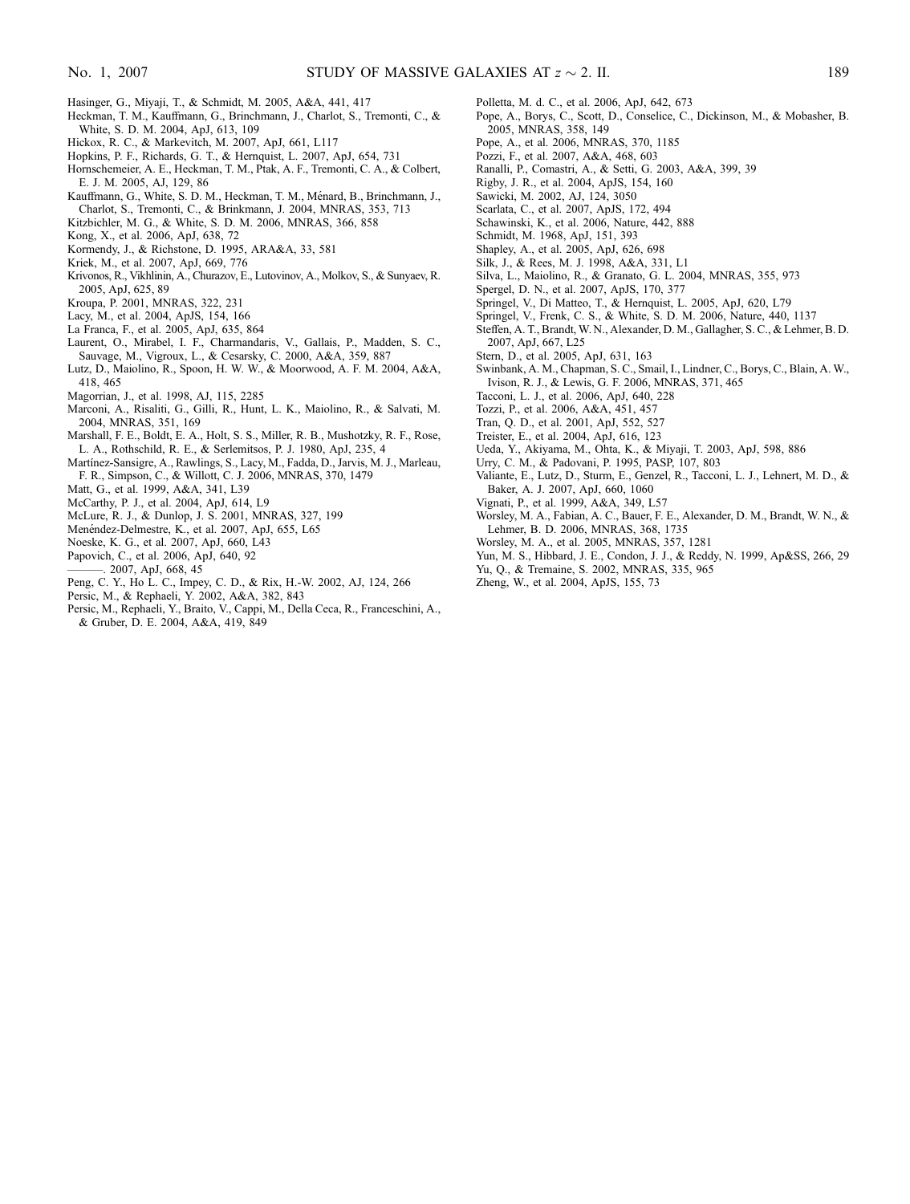Hasinger, G., Miyaji, T., & Schmidt, M. 2005, A&A, 441, 417

Heckman, T. M., Kauffmann, G., Brinchmann, J., Charlot, S., Tremonti, C., & White, S. D. M. 2004, ApJ, 613, 109

Hickox, R. C., & Markevitch, M. 2007, ApJ, 661, L117

Hopkins, P. F., Richards, G. T., & Hernquist, L. 2007, ApJ, 654, 731

Hornschemeier, A. E., Heckman, T. M., Ptak, A. F., Tremonti, C. A., & Colbert, E. J. M. 2005, AJ, 129, 86

Kauffmann, G., White, S. D. M., Heckman, T. M., Ménard, B., Brinchmann, J., Charlot, S., Tremonti, C., & Brinkmann, J. 2004, MNRAS, 353, 713

Kitzbichler, M. G., & White, S. D. M. 2006, MNRAS, 366, 858

Kong, X., et al. 2006, ApJ, 638, 72

Kormendy, J., & Richstone, D. 1995, ARA&A, 33, 581

Kriek, M., et al. 2007, ApJ, 669, 776

Krivonos, R., Vikhlinin, A., Churazov, E., Lutovinov, A., Molkov, S., & Sunyaev, R. 2005, ApJ, 625, 89

Kroupa, P. 2001, MNRAS, 322, 231

Lacy, M., et al. 2004, ApJS, 154, 166

La Franca, F., et al. 2005, ApJ, 635, 864

Laurent, O., Mirabel, I. F., Charmandaris, V., Gallais, P., Madden, S. C., Sauvage, M., Vigroux, L., & Cesarsky, C. 2000, A&A, 359, 887

Lutz, D., Maiolino, R., Spoon, H. W. W., & Moorwood, A. F. M. 2004, A&A, 418, 465

Magorrian, J., et al. 1998, AJ, 115, 2285

Marconi, A., Risaliti, G., Gilli, R., Hunt, L. K., Maiolino, R., & Salvati, M. 2004, MNRAS, 351, 169

Marshall, F. E., Boldt, E. A., Holt, S. S., Miller, R. B., Mushotzky, R. F., Rose, L. A., Rothschild, R. E., & Serlemitsos, P. J. 1980, ApJ, 235, 4

Martínez-Sansigre, A., Rawlings, S., Lacy, M., Fadda, D., Jarvis, M. J., Marleau, F. R., Simpson, C., & Willott, C. J. 2006, MNRAS, 370, 1479

Matt, G., et al. 1999, A&A, 341, L39

McCarthy, P. J., et al. 2004, ApJ, 614, L9

McLure, R. J., & Dunlop, J. S. 2001, MNRAS, 327, 199

Menéndez-Delmestre, K., et al. 2007, ApJ, 655, L65

Noeske, K. G., et al. 2007, ApJ, 660, L43

Papovich, C., et al. 2006, ApJ, 640, 92

———. 2007, ApJ, 668, 45

Peng, C. Y., Ho L. C., Impey, C. D., & Rix, H.-W. 2002, AJ, 124, 266

Persic, M., & Rephaeli, Y. 2002, A&A, 382, 843

Persic, M., Rephaeli, Y., Braito, V., Cappi, M., Della Ceca, R., Franceschini, A., & Gruber, D. E. 2004, A&A, 419, 849

Polletta, M. d. C., et al. 2006, ApJ, 642, 673

Pope, A., Borys, C., Scott, D., Conselice, C., Dickinson, M., & Mobasher, B. 2005, MNRAS, 358, 149

Pope, A., et al. 2006, MNRAS, 370, 1185

Pozzi, F., et al. 2007, A&A, 468, 603

Ranalli, P., Comastri, A., & Setti, G. 2003, A&A, 399, 39

Rigby, J. R., et al. 2004, ApJS, 154, 160

Sawicki, M. 2002, AJ, 124, 3050

Scarlata, C., et al. 2007, ApJS, 172, 494

Schawinski, K., et al. 2006, Nature, 442, 888

Schmidt, M. 1968, ApJ, 151, 393

Shapley, A., et al. 2005, ApJ, 626, 698

Silk, J., & Rees, M. J. 1998, A&A, 331, L1

Silva, L., Maiolino, R., & Granato, G. L. 2004, MNRAS, 355, 973

Spergel, D. N., et al. 2007, ApJS, 170, 377

Springel, V., Di Matteo, T., & Hernquist, L. 2005, ApJ, 620, L79

Springel, V., Frenk, C. S., & White, S. D. M. 2006, Nature, 440, 1137

Steffen, A. T., Brandt, W. N., Alexander, D. M., Gallagher, S. C., & Lehmer, B. D. 2007, ApJ, 667, L25

Stern, D., et al. 2005, ApJ, 631, 163

Swinbank, A. M., Chapman, S. C., Smail, I., Lindner, C., Borys, C., Blain, A. W., Ivison, R. J., & Lewis, G. F. 2006, MNRAS, 371, 465

Tacconi, L. J., et al. 2006, ApJ, 640, 228

Tozzi, P., et al. 2006, A&A, 451, 457

Tran, Q. D., et al. 2001, ApJ, 552, 527

Treister, E., et al. 2004, ApJ, 616, 123

Ueda, Y., Akiyama, M., Ohta, K., & Miyaji, T. 2003, ApJ, 598, 886

Urry, C. M., & Padovani, P. 1995, PASP, 107, 803

Valiante, E., Lutz, D., Sturm, E., Genzel, R., Tacconi, L. J., Lehnert, M. D., & Baker, A. J. 2007, ApJ, 660, 1060

Vignati, P., et al. 1999, A&A, 349, L57

Worsley, M. A., Fabian, A. C., Bauer, F. E., Alexander, D. M., Brandt, W. N., & Lehmer, B. D. 2006, MNRAS, 368, 1735

Worsley, M. A., et al. 2005, MNRAS, 357, 1281

Yun, M. S., Hibbard, J. E., Condon, J. J., & Reddy, N. 1999, Ap&SS, 266, 29

Yu, Q., & Tremaine, S. 2002, MNRAS, 335, 965

Zheng, W., et al. 2004, ApJS, 155, 73